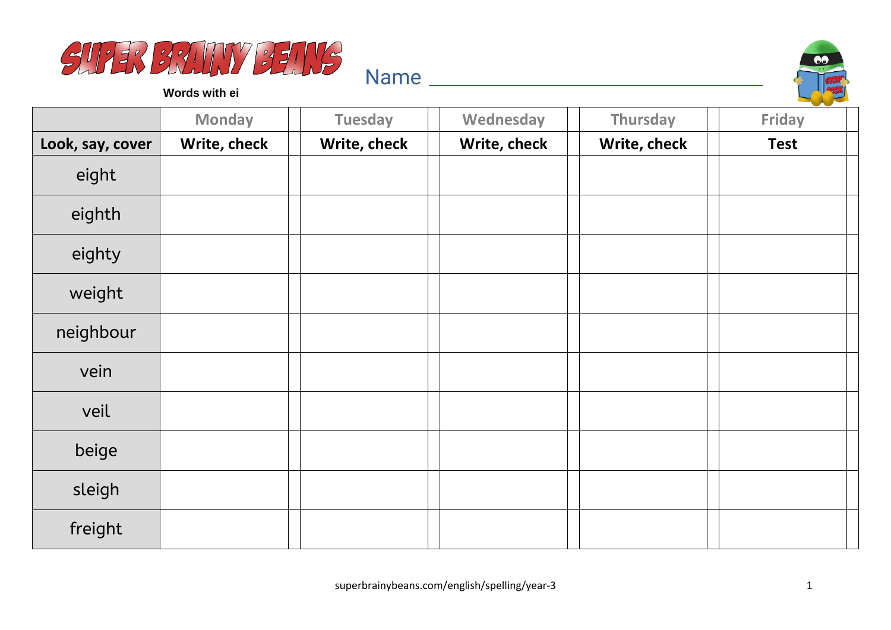# SUPER BRAINY BEANS

**Words with ei**

Name ___________________________________

|  | Monday |  | Tuesday |  | Wednesday |  | Thursday |  | Friday |  |
|---|---|---|---|---|---|---|---|---|---|---|
| **Look, say, cover** | **Write, check** |  | **Write, check** |  | **Write, check** |  | **Write, check** |  | **Test** |  |
| eight |  |  |  |  |  |  |  |  |  |  |
| eighth |  |  |  |  |  |  |  |  |  |  |
| eighty |  |  |  |  |  |  |  |  |  |  |
| weight |  |  |  |  |  |  |  |  |  |  |
| neighbour |  |  |  |  |  |  |  |  |  |  |
| vein |  |  |  |  |  |  |  |  |  |  |
| veil |  |  |  |  |  |  |  |  |  |  |
| beige |  |  |  |  |  |  |  |  |  |  |
| sleigh |  |  |  |  |  |  |  |  |  |  |
| freight |  |  |  |  |  |  |  |  |  |  |

superbrainybeans.com/english/spelling/year-3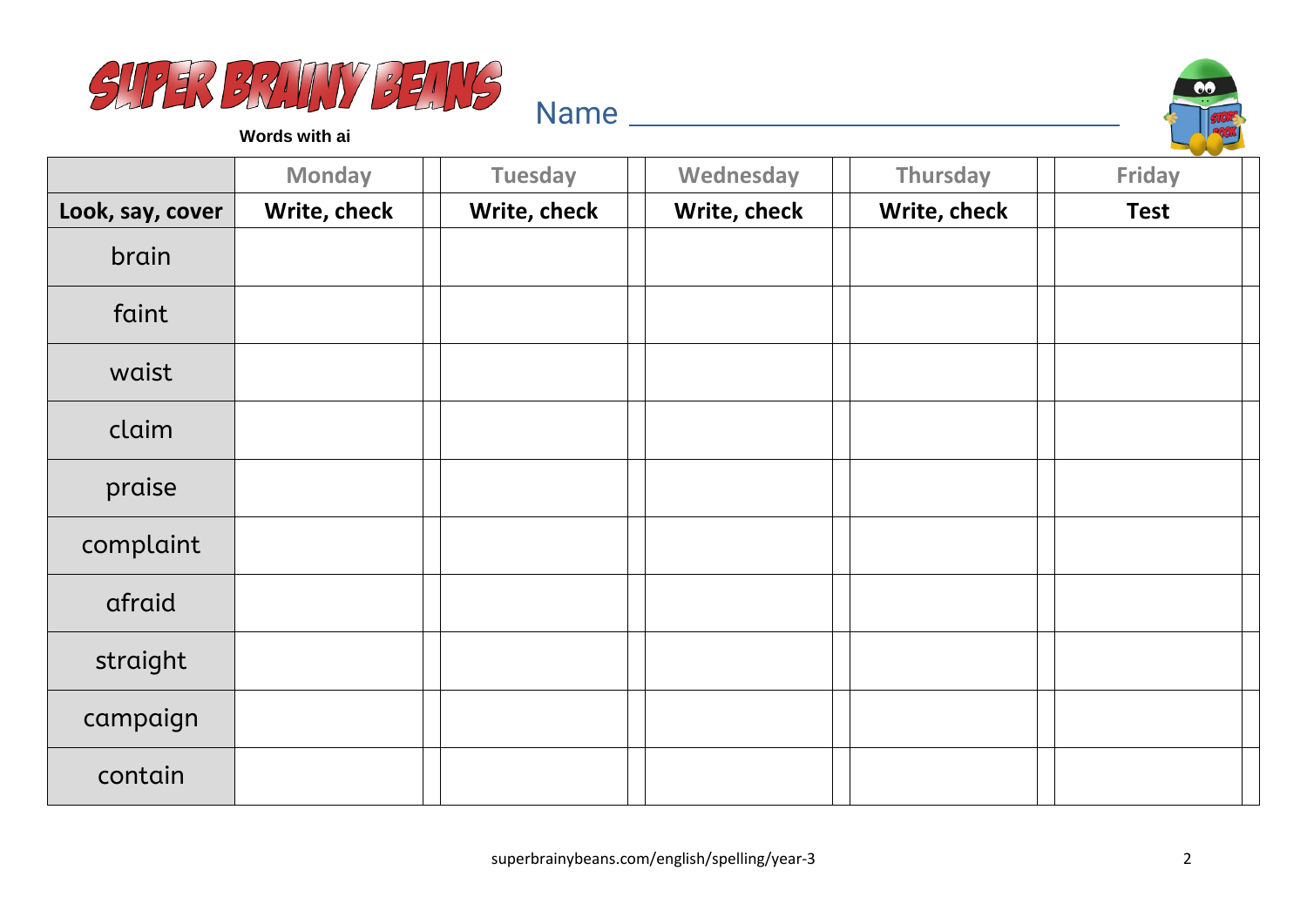SUPER BRAINY BEANS

**Words with ai**

Name ______________________________

| | Monday | Tuesday | Wednesday | Thursday | Friday |
|---|---|---|---|---|---|
| **Look, say, cover** | **Write, check** | **Write, check** | **Write, check** | **Write, check** | **Test** |
| brain | | | | | |
| faint | | | | | |
| waist | | | | | |
| claim | | | | | |
| praise | | | | | |
| complaint | | | | | |
| afraid | | | | | |
| straight | | | | | |
| campaign | | | | | |
| contain | | | | | |

superbrainybeans.com/english/spelling/year-3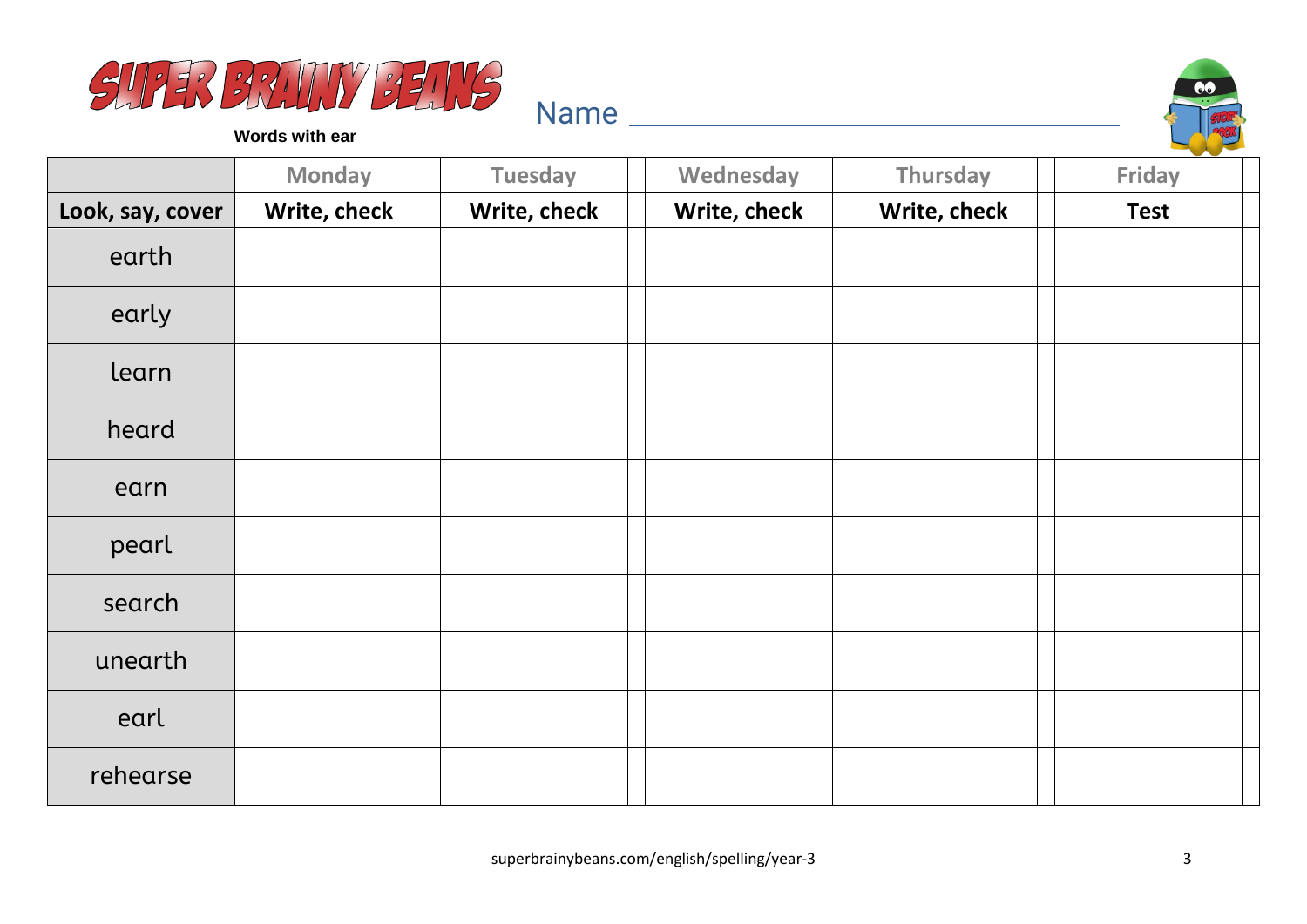# SUPER BRAINY BEANS

**Words with ear**

Name ______________________________

| | Monday | | Tuesday | | Wednesday | | Thursday | | Friday | |
|---|---|---|---|---|---|---|---|---|---|---|
| **Look, say, cover** | **Write, check** | | **Write, check** | | **Write, check** | | **Write, check** | | **Test** | |
| earth | | | | | | | | | | |
| early | | | | | | | | | | |
| learn | | | | | | | | | | |
| heard | | | | | | | | | | |
| earn | | | | | | | | | | |
| pearl | | | | | | | | | | |
| search | | | | | | | | | | |
| unearth | | | | | | | | | | |
| earl | | | | | | | | | | |
| rehearse | | | | | | | | | | |

superbrainybeans.com/english/spelling/year-3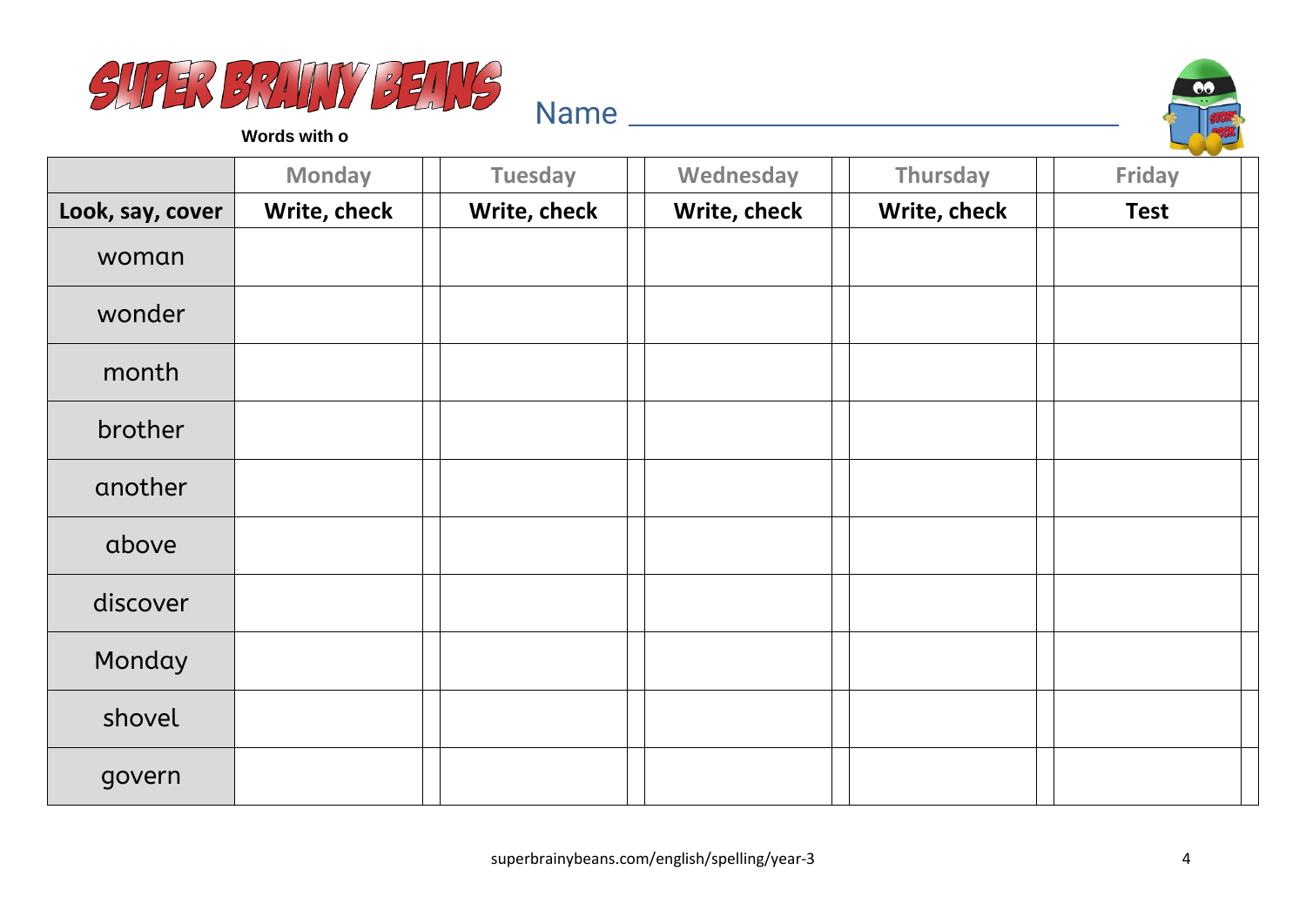SUPER BRAINY BEANS

**Words with o**

Name ______________________________

| | Monday | | Tuesday | | Wednesday | | Thursday | | Friday | |
|---|---|---|---|---|---|---|---|---|---|---|
| **Look, say, cover** | **Write, check** | | **Write, check** | | **Write, check** | | **Write, check** | | **Test** | |
| woman | | | | | | | | | | |
| wonder | | | | | | | | | | |
| month | | | | | | | | | | |
| brother | | | | | | | | | | |
| another | | | | | | | | | | |
| above | | | | | | | | | | |
| discover | | | | | | | | | | |
| Monday | | | | | | | | | | |
| shovel | | | | | | | | | | |
| govern | | | | | | | | | | |

superbrainybeans.com/english/spelling/year-3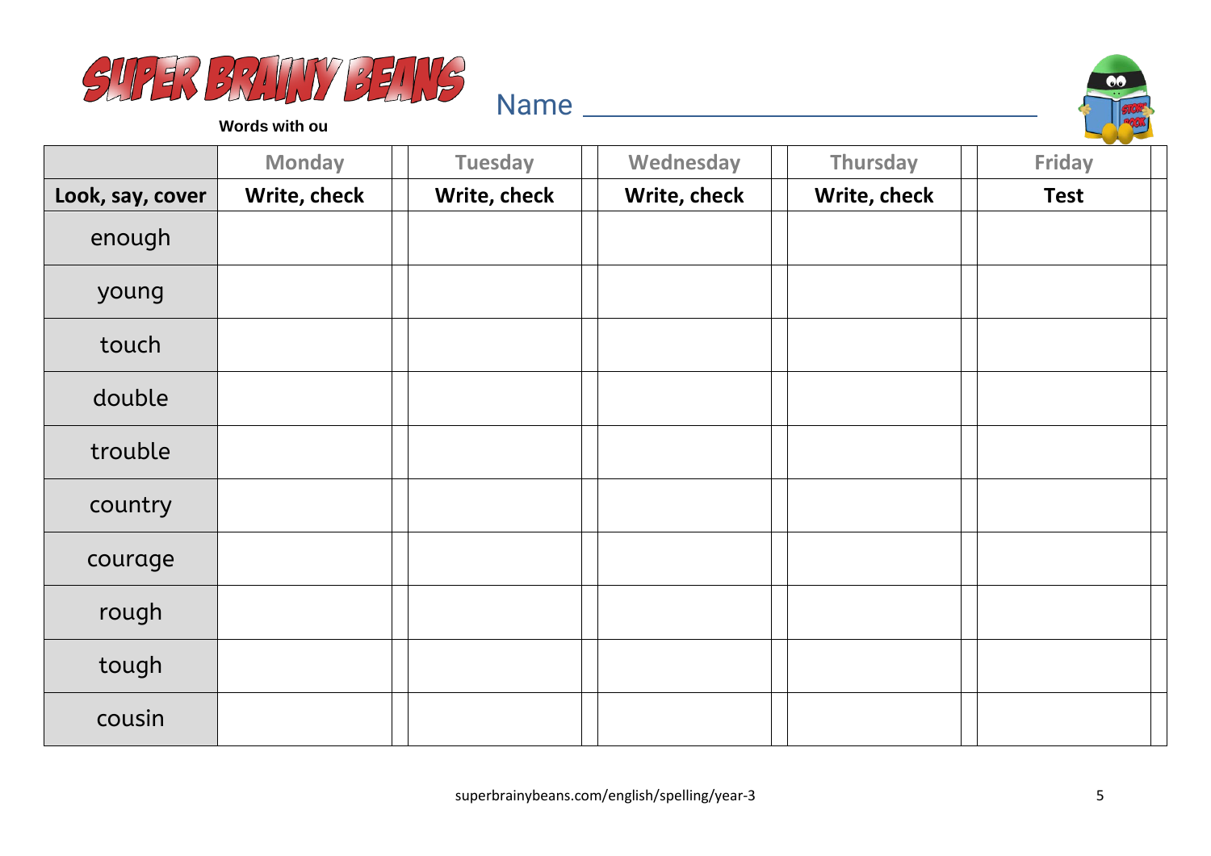# SUPER BRAINY BEANS

**Words with ou**

Name ________________________________

| | Monday | Tuesday | Wednesday | Thursday | Friday |
|---|---|---|---|---|---|
| **Look, say, cover** | **Write, check** | **Write, check** | **Write, check** | **Write, check** | **Test** |
| enough | | | | | |
| young | | | | | |
| touch | | | | | |
| double | | | | | |
| trouble | | | | | |
| country | | | | | |
| courage | | | | | |
| rough | | | | | |
| tough | | | | | |
| cousin | | | | | |

superbrainybeans.com/english/spelling/year-3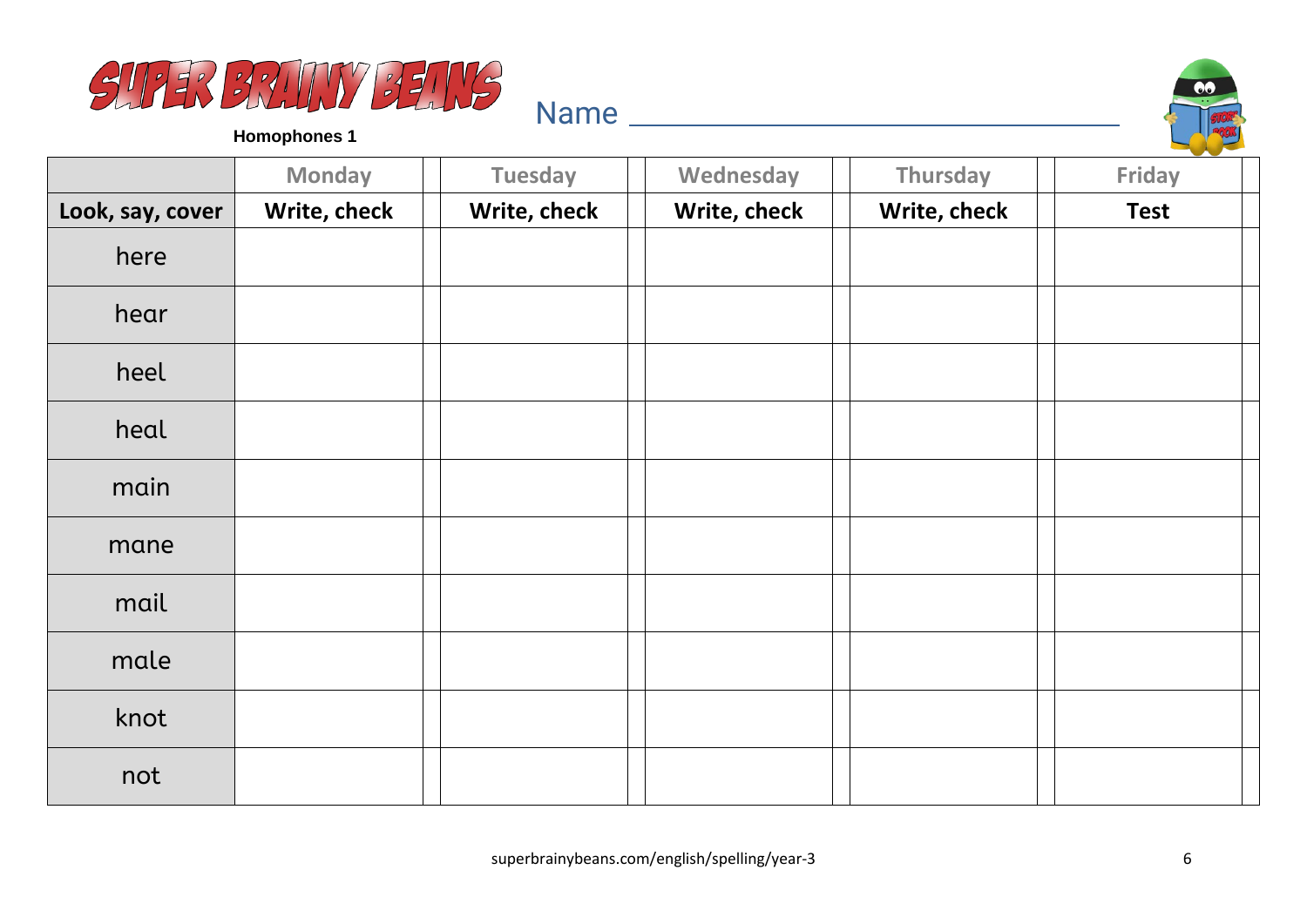# SUPER BRAINY BEANS

**Homophones 1**

Name ______________________________

| | Monday | | Tuesday | | Wednesday | | Thursday | | Friday | |
|---|---|---|---|---|---|---|---|---|---|---|
| **Look, say, cover** | **Write, check** | | **Write, check** | | **Write, check** | | **Write, check** | | **Test** | |
| here | | | | | | | | | | |
| hear | | | | | | | | | | |
| heel | | | | | | | | | | |
| heal | | | | | | | | | | |
| main | | | | | | | | | | |
| mane | | | | | | | | | | |
| mail | | | | | | | | | | |
| male | | | | | | | | | | |
| knot | | | | | | | | | | |
| not | | | | | | | | | | |

superbrainybeans.com/english/spelling/year-3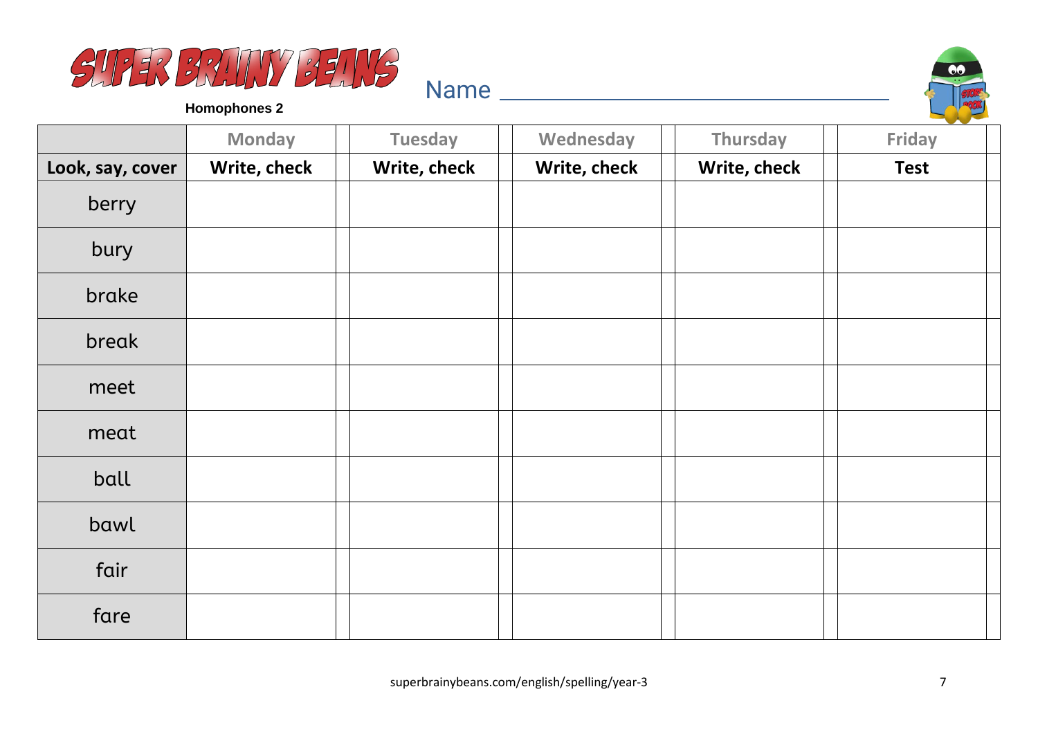# SUPER BRAINY BEANS

**Homophones 2**

Name ______________________________

| | Monday | | Tuesday | | Wednesday | | Thursday | | Friday | |
|---|---|---|---|---|---|---|---|---|---|---|
| **Look, say, cover** | **Write, check** | | **Write, check** | | **Write, check** | | **Write, check** | | **Test** | |
| berry | | | | | | | | | | |
| bury | | | | | | | | | | |
| brake | | | | | | | | | | |
| break | | | | | | | | | | |
| meet | | | | | | | | | | |
| meat | | | | | | | | | | |
| ball | | | | | | | | | | |
| bawl | | | | | | | | | | |
| fair | | | | | | | | | | |
| fare | | | | | | | | | | |

superbrainybeans.com/english/spelling/year-3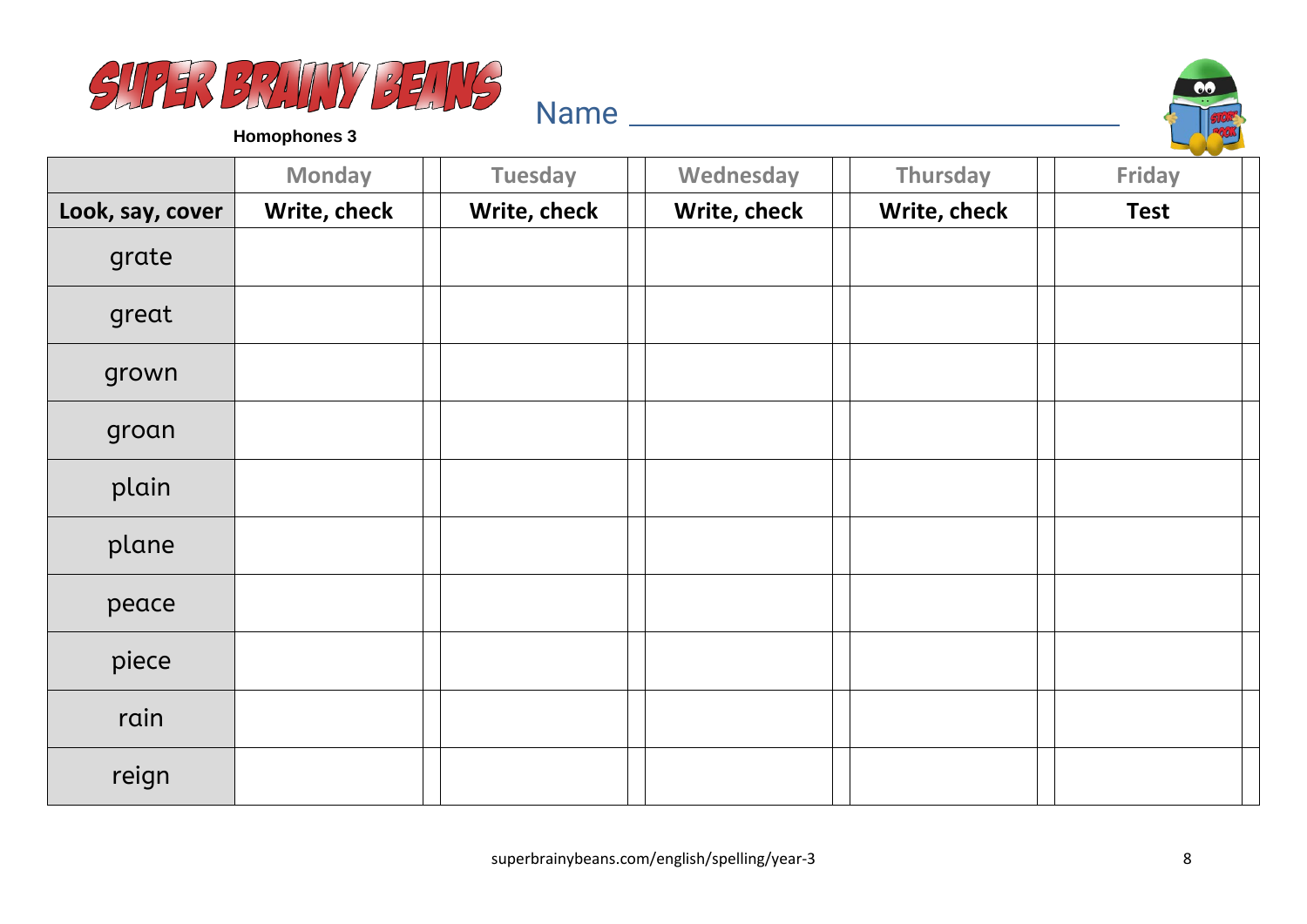# SUPER BRAINY BEANS

**Homophones 3**

Name ______________________________

| | Monday | Tuesday | Wednesday | Thursday | Friday |
|---|---|---|---|---|---|
| **Look, say, cover** | **Write, check** | **Write, check** | **Write, check** | **Write, check** | **Test** |
| grate | | | | | |
| great | | | | | |
| grown | | | | | |
| groan | | | | | |
| plain | | | | | |
| plane | | | | | |
| peace | | | | | |
| piece | | | | | |
| rain | | | | | |
| reign | | | | | |

superbrainybeans.com/english/spelling/year-3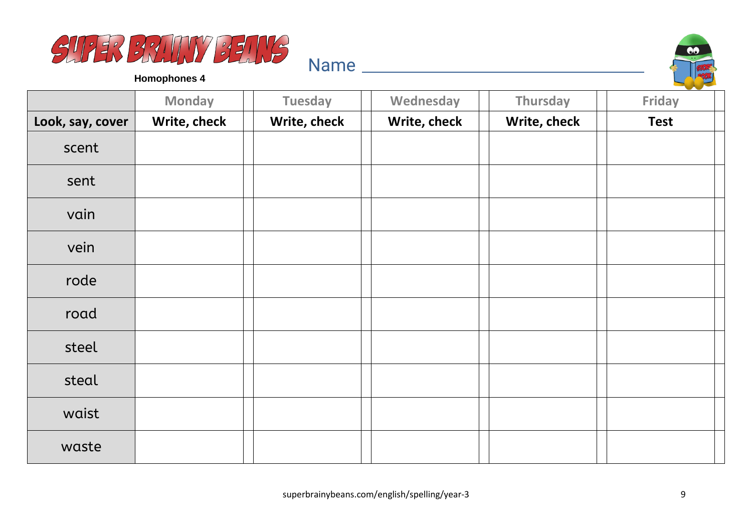# SUPER BRAINY BEANS

**Homophones 4**

Name ___________________________________

| | Monday | Tuesday | Wednesday | Thursday | Friday |
|---|---|---|---|---|---|
| **Look, say, cover** | **Write, check** | **Write, check** | **Write, check** | **Write, check** | **Test** |
| scent | | | | | |
| sent | | | | | |
| vain | | | | | |
| vein | | | | | |
| rode | | | | | |
| road | | | | | |
| steel | | | | | |
| steal | | | | | |
| waist | | | | | |
| waste | | | | | |

superbrainybeans.com/english/spelling/year-3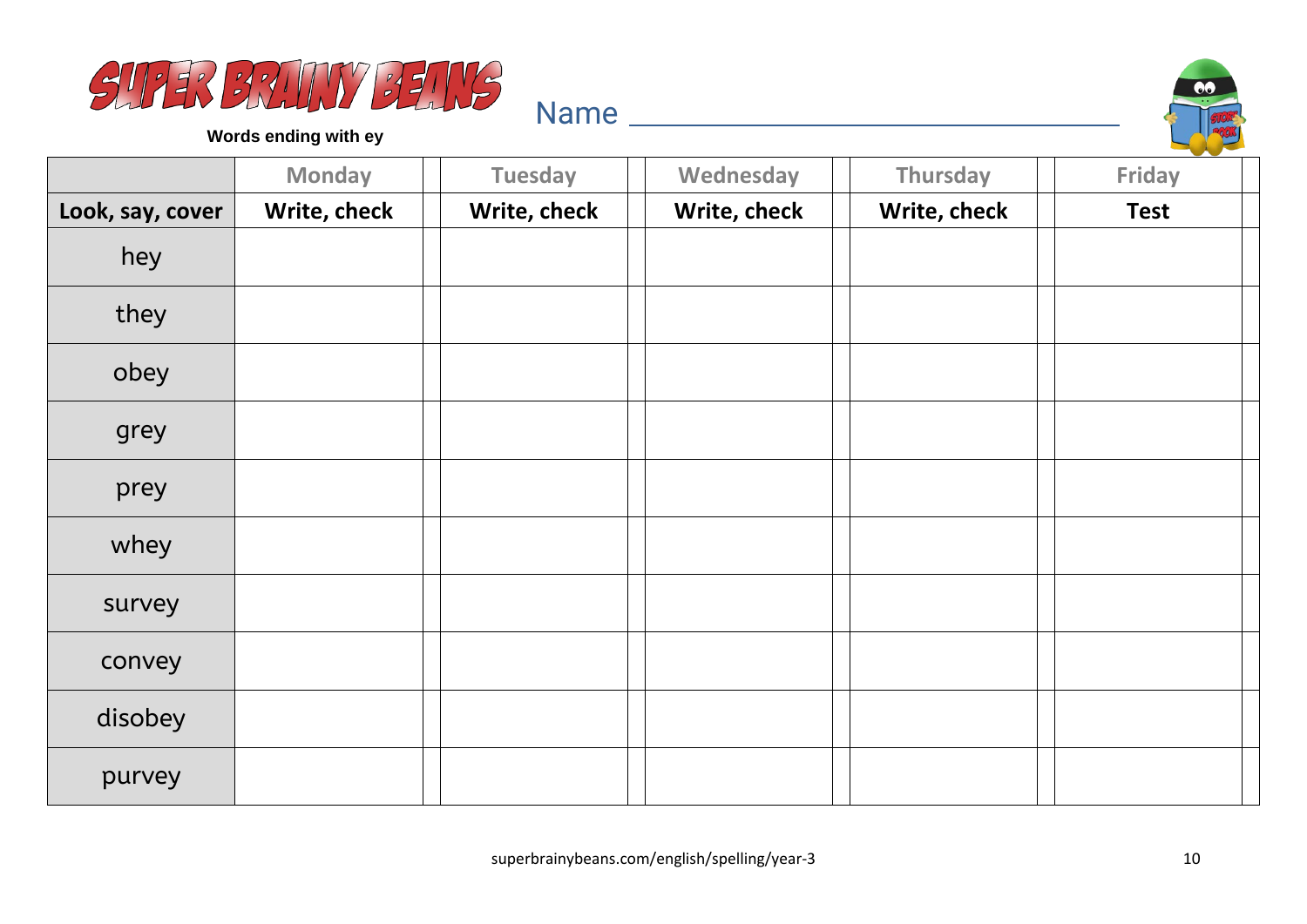# SUPER BRAINY BEANS

**Words ending with ey**

Name ______________________________

| | Monday | Tuesday | Wednesday | Thursday | Friday |
|---|---|---|---|---|---|
| **Look, say, cover** | **Write, check** | **Write, check** | **Write, check** | **Write, check** | **Test** |
| hey | | | | | |
| they | | | | | |
| obey | | | | | |
| grey | | | | | |
| prey | | | | | |
| whey | | | | | |
| survey | | | | | |
| convey | | | | | |
| disobey | | | | | |
| purvey | | | | | |

superbrainybeans.com/english/spelling/year-3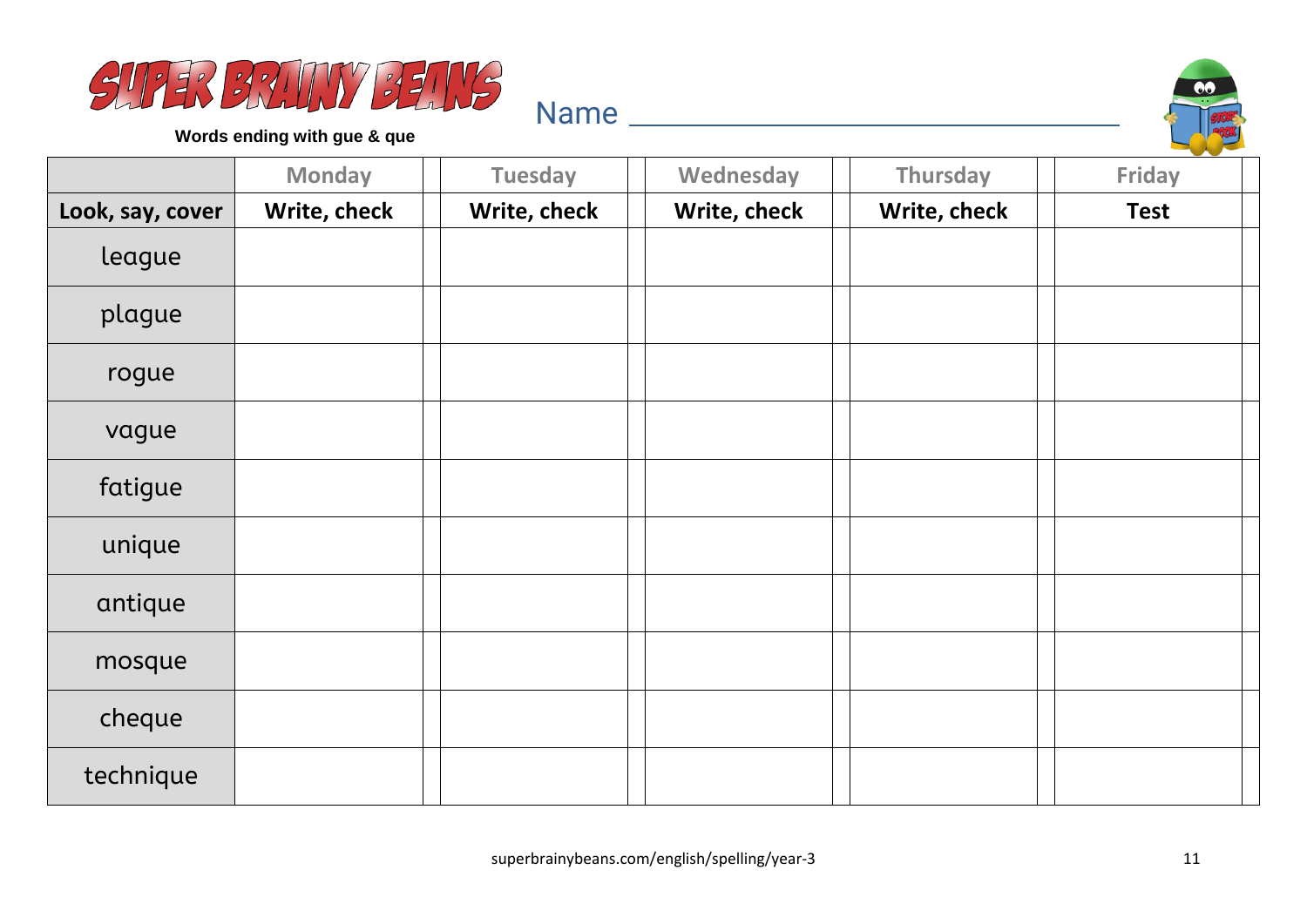# SUPER BRAINY BEANS

**Words ending with gue & que**

Name ________________________________

| | Monday | | Tuesday | | Wednesday | | Thursday | | Friday | |
|---|---|---|---|---|---|---|---|---|---|---|
| **Look, say, cover** | **Write, check** | | **Write, check** | | **Write, check** | | **Write, check** | | **Test** | |
| league | | | | | | | | | | |
| plague | | | | | | | | | | |
| rogue | | | | | | | | | | |
| vague | | | | | | | | | | |
| fatigue | | | | | | | | | | |
| unique | | | | | | | | | | |
| antique | | | | | | | | | | |
| mosque | | | | | | | | | | |
| cheque | | | | | | | | | | |
| technique | | | | | | | | | | |

superbrainybeans.com/english/spelling/year-3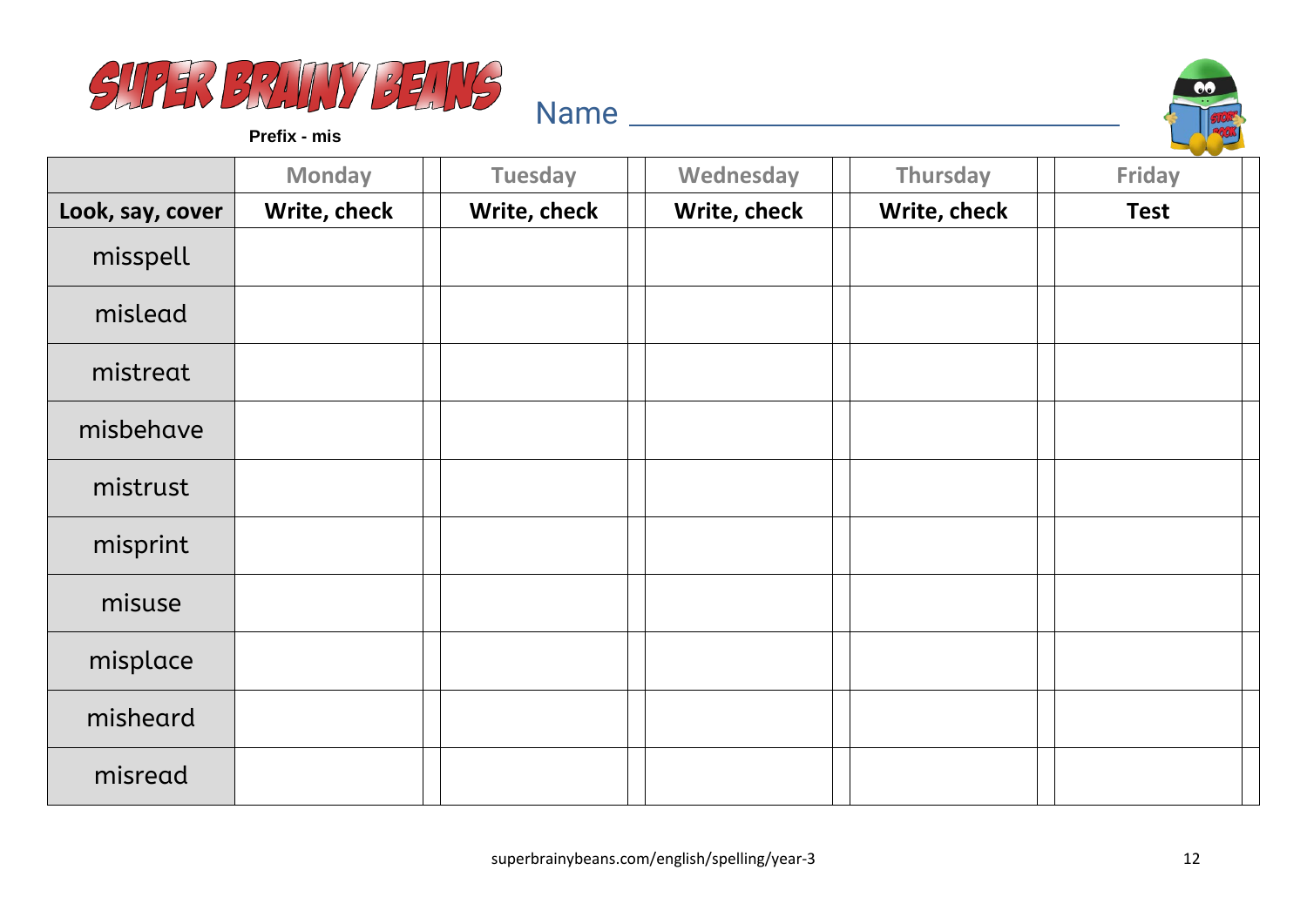# SUPER BRAINY BEANS

**Prefix - mis**

Name ________________________________

| | Monday | Tuesday | Wednesday | Thursday | Friday |
|---|---|---|---|---|---|
| **Look, say, cover** | **Write, check** | **Write, check** | **Write, check** | **Write, check** | **Test** |
| misspell | | | | | |
| mislead | | | | | |
| mistreat | | | | | |
| misbehave | | | | | |
| mistrust | | | | | |
| misprint | | | | | |
| misuse | | | | | |
| misplace | | | | | |
| misheard | | | | | |
| misread | | | | | |

superbrainybeans.com/english/spelling/year-3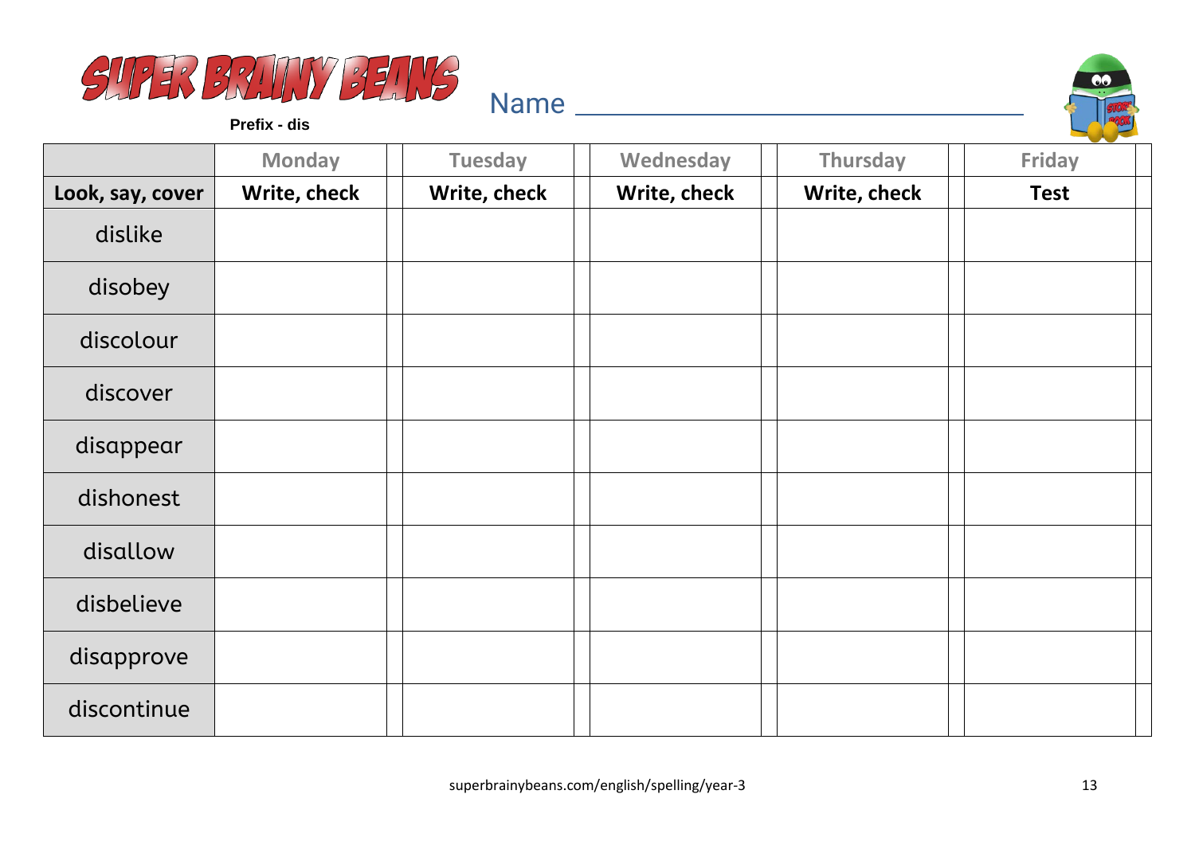# SUPER BRAINY BEANS

**Prefix - dis**

Name ______________________________

| | Monday | Tuesday | Wednesday | Thursday | Friday |
|---|---|---|---|---|---|
| **Look, say, cover** | **Write, check** | **Write, check** | **Write, check** | **Write, check** | **Test** |
| dislike | | | | | |
| disobey | | | | | |
| discolour | | | | | |
| discover | | | | | |
| disappear | | | | | |
| dishonest | | | | | |
| disallow | | | | | |
| disbelieve | | | | | |
| disapprove | | | | | |
| discontinue | | | | | |

superbrainybeans.com/english/spelling/year-3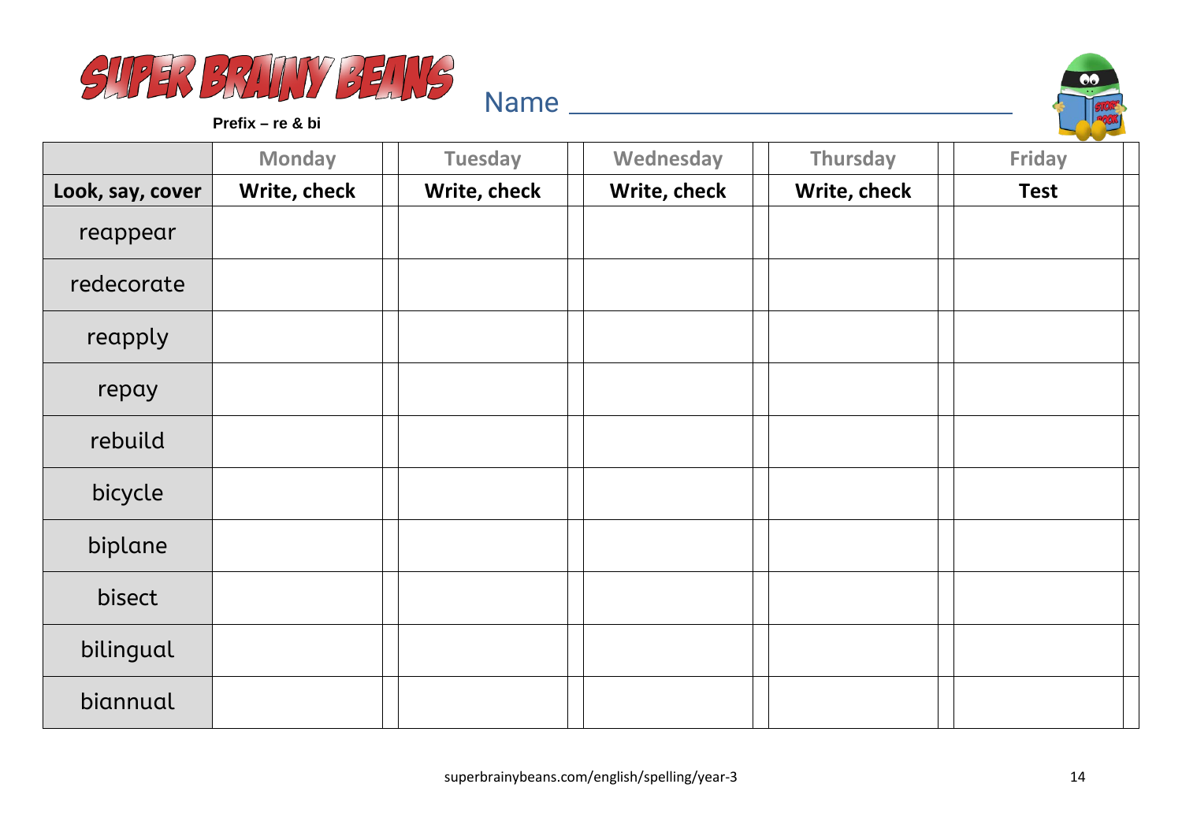# SUPER BRAINY BEANS

**Prefix – re & bi**

Name ________________________________

| | Monday | | Tuesday | | Wednesday | | Thursday | | Friday | |
|---|---|---|---|---|---|---|---|---|---|---|
| **Look, say, cover** | **Write, check** | | **Write, check** | | **Write, check** | | **Write, check** | | **Test** | |
| reappear | | | | | | | | | | |
| redecorate | | | | | | | | | | |
| reapply | | | | | | | | | | |
| repay | | | | | | | | | | |
| rebuild | | | | | | | | | | |
| bicycle | | | | | | | | | | |
| biplane | | | | | | | | | | |
| bisect | | | | | | | | | | |
| bilingual | | | | | | | | | | |
| biannual | | | | | | | | | | |

superbrainybeans.com/english/spelling/year-3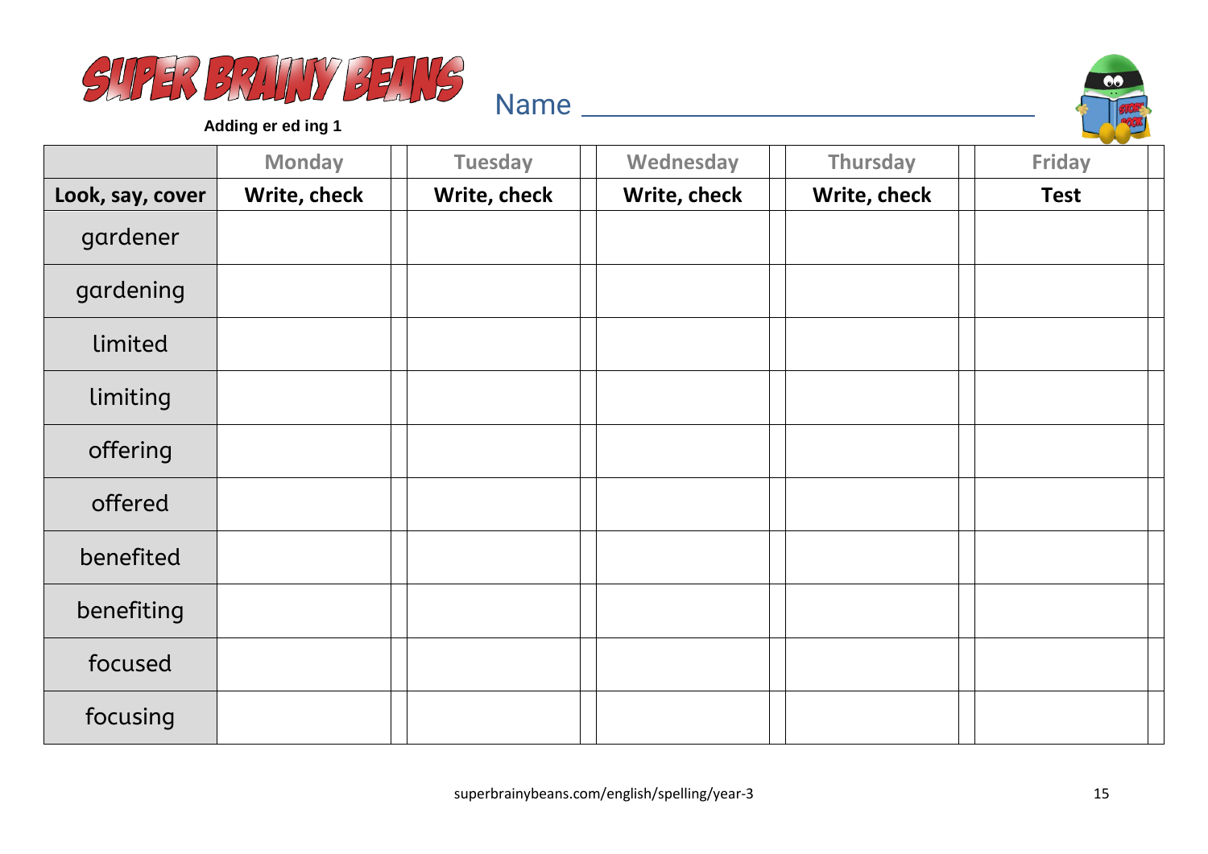# SUPER BRAINY BEANS

**Adding er ed ing 1**

Name ________________________________

| | Monday | | Tuesday | | Wednesday | | Thursday | | Friday | |
|---|---|---|---|---|---|---|---|---|---|---|
| **Look, say, cover** | **Write, check** | | **Write, check** | | **Write, check** | | **Write, check** | | **Test** | |
| gardener | | | | | | | | | | |
| gardening | | | | | | | | | | |
| limited | | | | | | | | | | |
| limiting | | | | | | | | | | |
| offering | | | | | | | | | | |
| offered | | | | | | | | | | |
| benefited | | | | | | | | | | |
| benefiting | | | | | | | | | | |
| focused | | | | | | | | | | |
| focusing | | | | | | | | | | |

superbrainybeans.com/english/spelling/year-3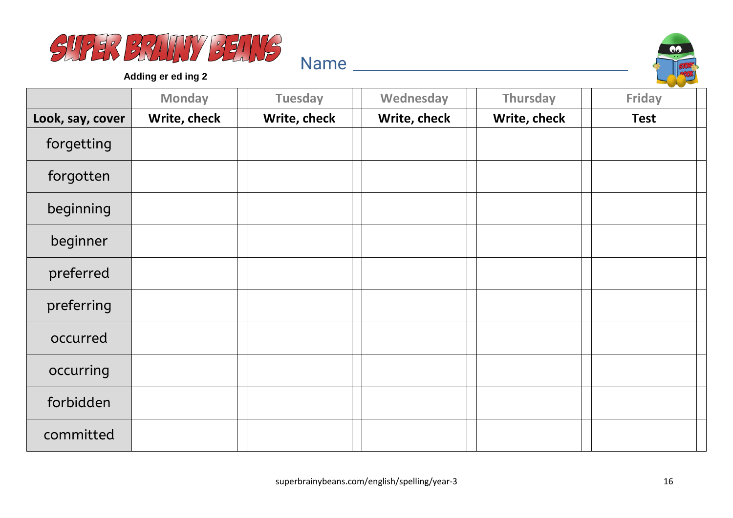# SUPER BRAINY BEANS

**Adding er ed ing 2**

Name ______________________________

| | Monday | | Tuesday | | Wednesday | | Thursday | | Friday | |
|---|---|---|---|---|---|---|---|---|---|---|
| **Look, say, cover** | **Write, check** | | **Write, check** | | **Write, check** | | **Write, check** | | **Test** | |
| forgetting | | | | | | | | | | |
| forgotten | | | | | | | | | | |
| beginning | | | | | | | | | | |
| beginner | | | | | | | | | | |
| preferred | | | | | | | | | | |
| preferring | | | | | | | | | | |
| occurred | | | | | | | | | | |
| occurring | | | | | | | | | | |
| forbidden | | | | | | | | | | |
| committed | | | | | | | | | | |

superbrainybeans.com/english/spelling/year-3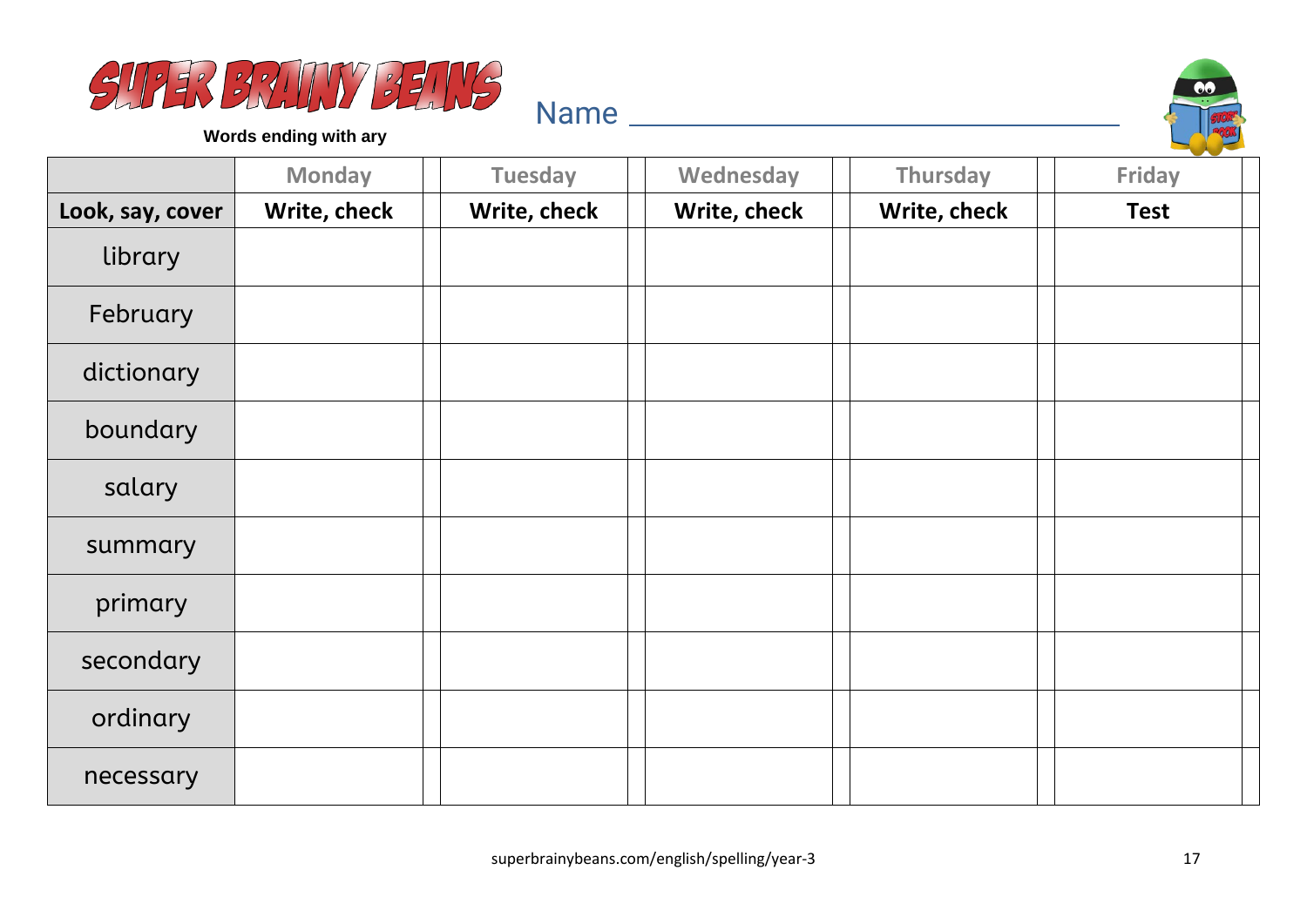# SUPER BRAINY BEANS

**Words ending with ary**

Name ______________________________

| | Monday | Tuesday | Wednesday | Thursday | Friday |
|---|---|---|---|---|---|
| **Look, say, cover** | **Write, check** | **Write, check** | **Write, check** | **Write, check** | **Test** |
| library | | | | | |
| February | | | | | |
| dictionary | | | | | |
| boundary | | | | | |
| salary | | | | | |
| summary | | | | | |
| primary | | | | | |
| secondary | | | | | |
| ordinary | | | | | |
| necessary | | | | | |

superbrainybeans.com/english/spelling/year-3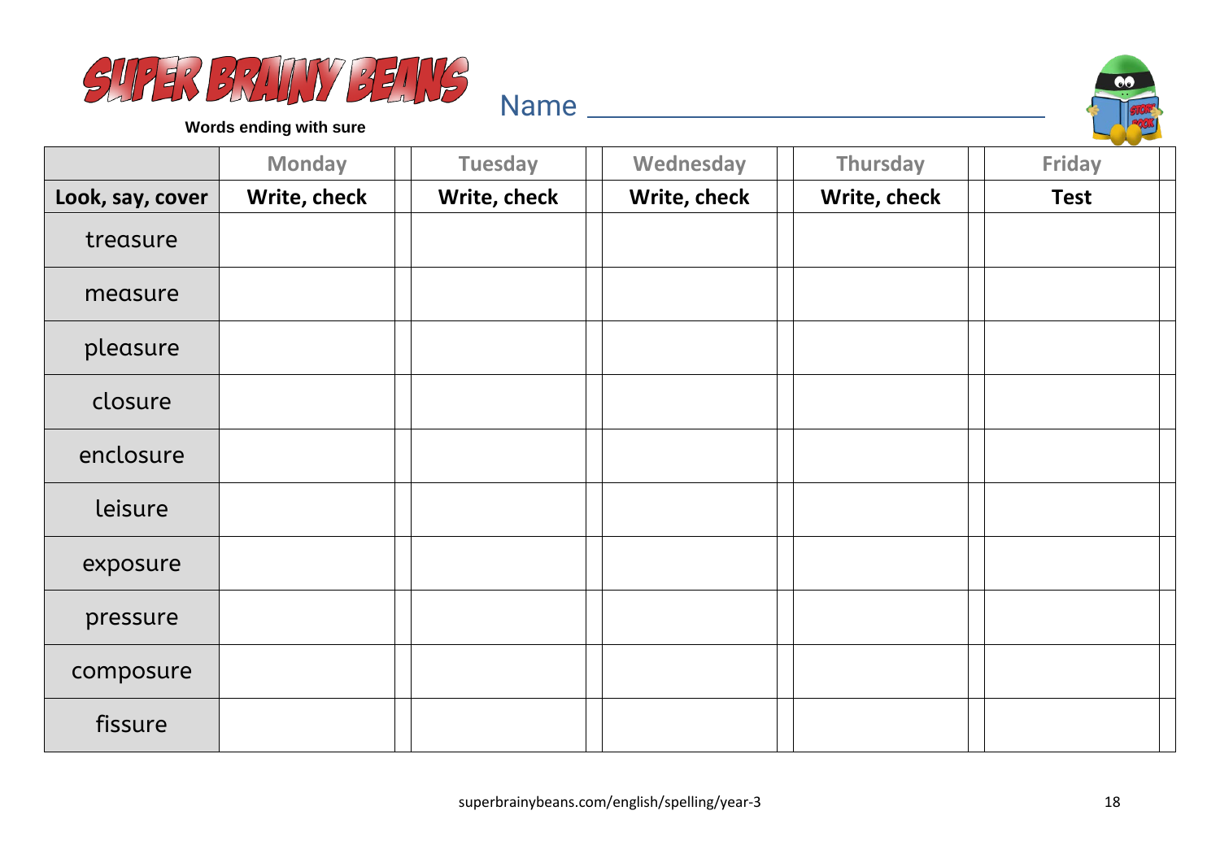# SUPER BRAINY BEANS

**Words ending with sure**

Name ______________________________

| | Monday | Tuesday | Wednesday | Thursday | Friday |
|---|---|---|---|---|---|
| **Look, say, cover** | **Write, check** | **Write, check** | **Write, check** | **Write, check** | **Test** |
| treasure | | | | | |
| measure | | | | | |
| pleasure | | | | | |
| closure | | | | | |
| enclosure | | | | | |
| leisure | | | | | |
| exposure | | | | | |
| pressure | | | | | |
| composure | | | | | |
| fissure | | | | | |

superbrainybeans.com/english/spelling/year-3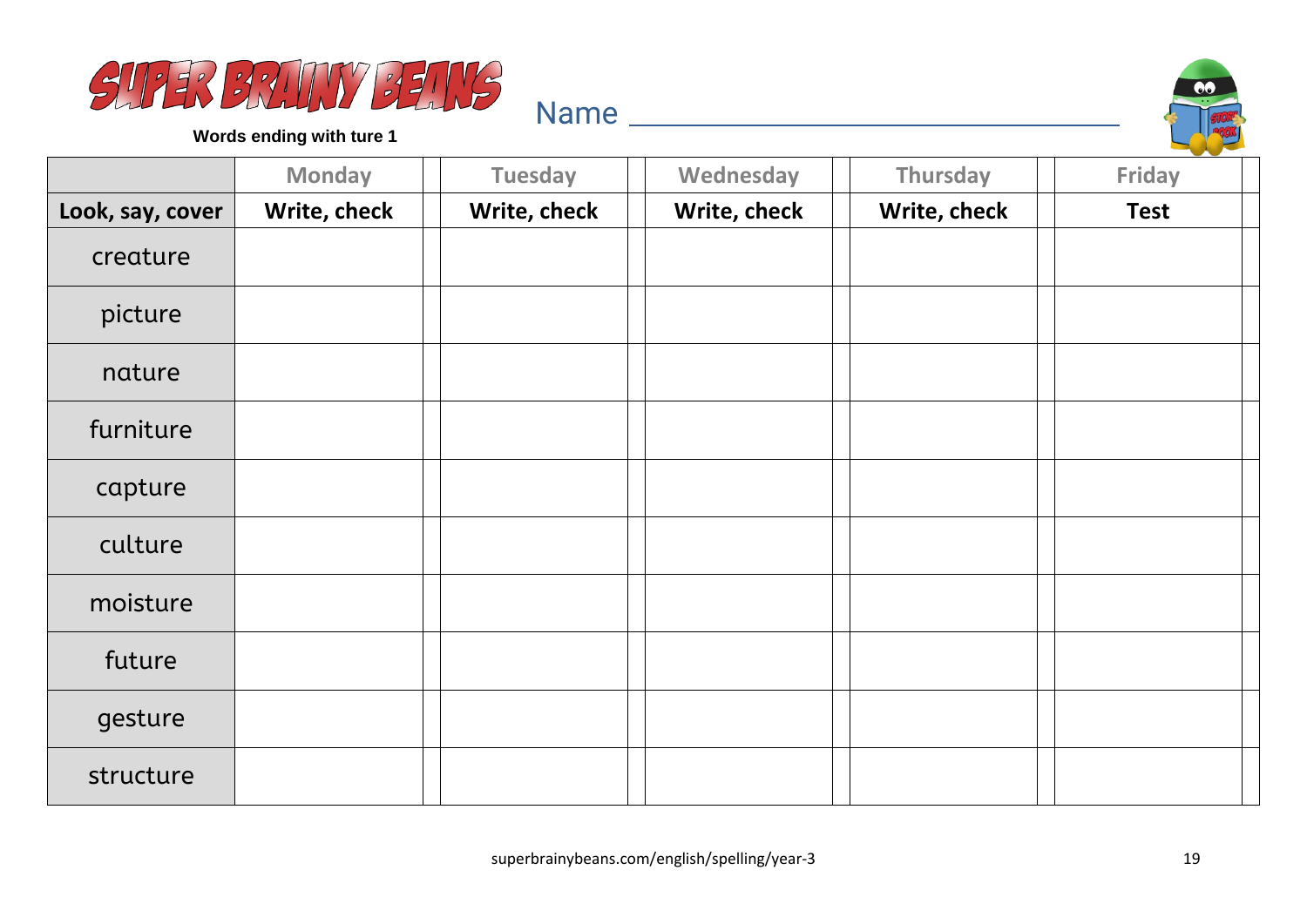# SUPER BRAINY BEANS

**Words ending with ture 1**

Name ______________________________

| | Monday | Tuesday | Wednesday | Thursday | Friday |
|---|---|---|---|---|---|
| **Look, say, cover** | **Write, check** | **Write, check** | **Write, check** | **Write, check** | **Test** |
| creature | | | | | |
| picture | | | | | |
| nature | | | | | |
| furniture | | | | | |
| capture | | | | | |
| culture | | | | | |
| moisture | | | | | |
| future | | | | | |
| gesture | | | | | |
| structure | | | | | |

superbrainybeans.com/english/spelling/year-3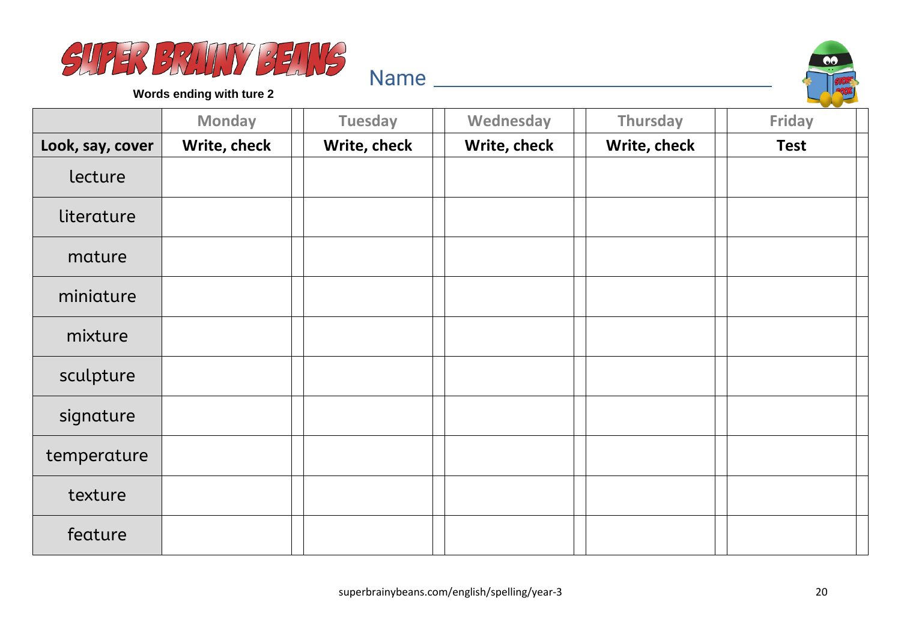SUPER BRAINY BEANS

**Words ending with ture 2**

Name ________________________________

| | Monday | Tuesday | Wednesday | Thursday | Friday |
|---|---|---|---|---|---|
| **Look, say, cover** | **Write, check** | **Write, check** | **Write, check** | **Write, check** | **Test** |
| lecture | | | | | |
| literature | | | | | |
| mature | | | | | |
| miniature | | | | | |
| mixture | | | | | |
| sculpture | | | | | |
| signature | | | | | |
| temperature | | | | | |
| texture | | | | | |
| feature | | | | | |

superbrainybeans.com/english/spelling/year-3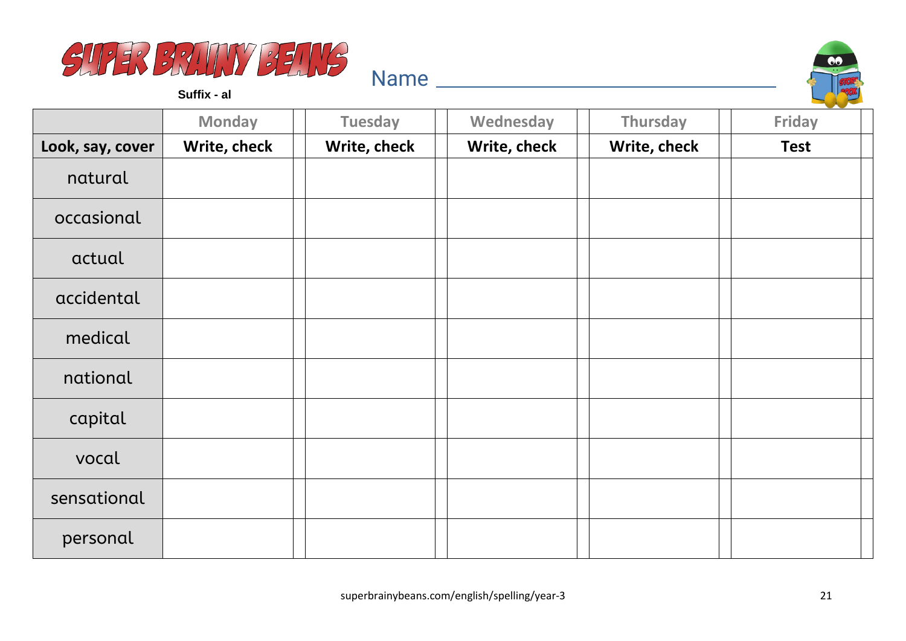# SUPER BRAINY BEANS

**Suffix - al**

Name ________________________________

| | Monday | Tuesday | Wednesday | Thursday | Friday |
|---|---|---|---|---|---|
| **Look, say, cover** | **Write, check** | **Write, check** | **Write, check** | **Write, check** | **Test** |
| natural | | | | | |
| occasional | | | | | |
| actual | | | | | |
| accidental | | | | | |
| medical | | | | | |
| national | | | | | |
| capital | | | | | |
| vocal | | | | | |
| sensational | | | | | |
| personal | | | | | |

superbrainybeans.com/english/spelling/year-3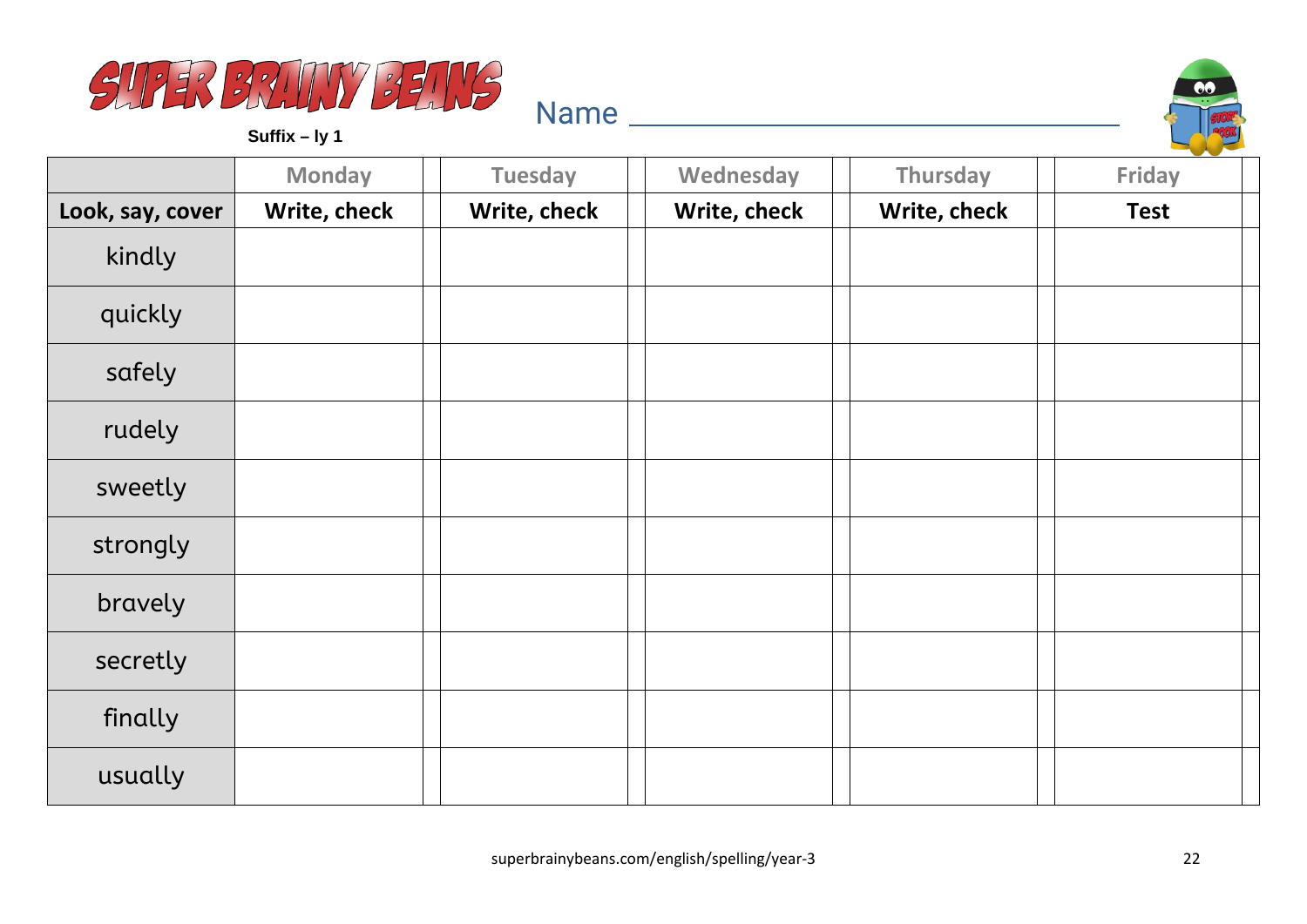# SUPER BRAINY BEANS

**Suffix – ly 1**

Name ______________________________

| | Monday | Tuesday | Wednesday | Thursday | Friday |
|---|---|---|---|---|---|
| **Look, say, cover** | **Write, check** | **Write, check** | **Write, check** | **Write, check** | **Test** |
| kindly | | | | | |
| quickly | | | | | |
| safely | | | | | |
| rudely | | | | | |
| sweetly | | | | | |
| strongly | | | | | |
| bravely | | | | | |
| secretly | | | | | |
| finally | | | | | |
| usually | | | | | |

superbrainybeans.com/english/spelling/year-3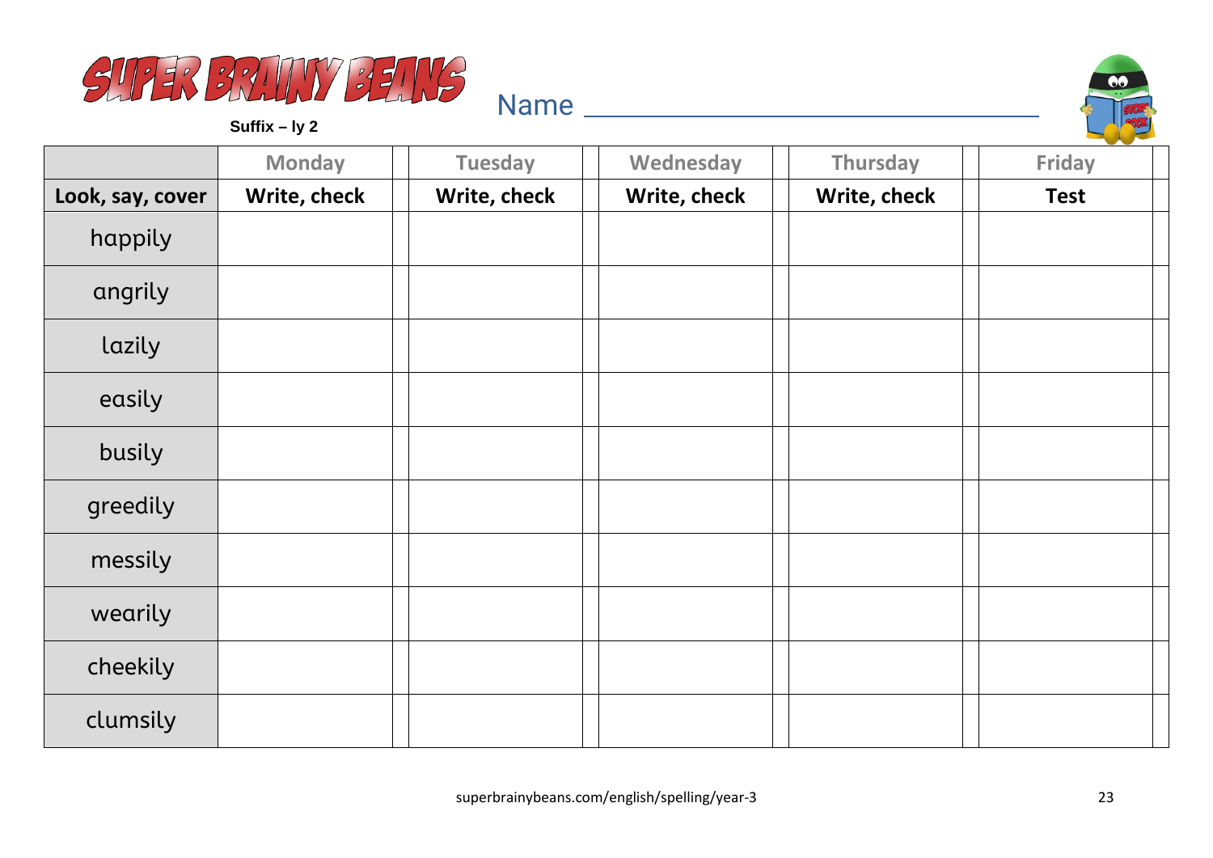# SUPER BRAINY BEANS

**Suffix – ly 2**

Name ________________________________

| | Monday | | Tuesday | | Wednesday | | Thursday | | Friday | |
|---|---|---|---|---|---|---|---|---|---|---|
| **Look, say, cover** | **Write, check** | | **Write, check** | | **Write, check** | | **Write, check** | | **Test** | |
| happily | | | | | | | | | | |
| angrily | | | | | | | | | | |
| lazily | | | | | | | | | | |
| easily | | | | | | | | | | |
| busily | | | | | | | | | | |
| greedily | | | | | | | | | | |
| messily | | | | | | | | | | |
| wearily | | | | | | | | | | |
| cheekily | | | | | | | | | | |
| clumsily | | | | | | | | | | |

superbrainybeans.com/english/spelling/year-3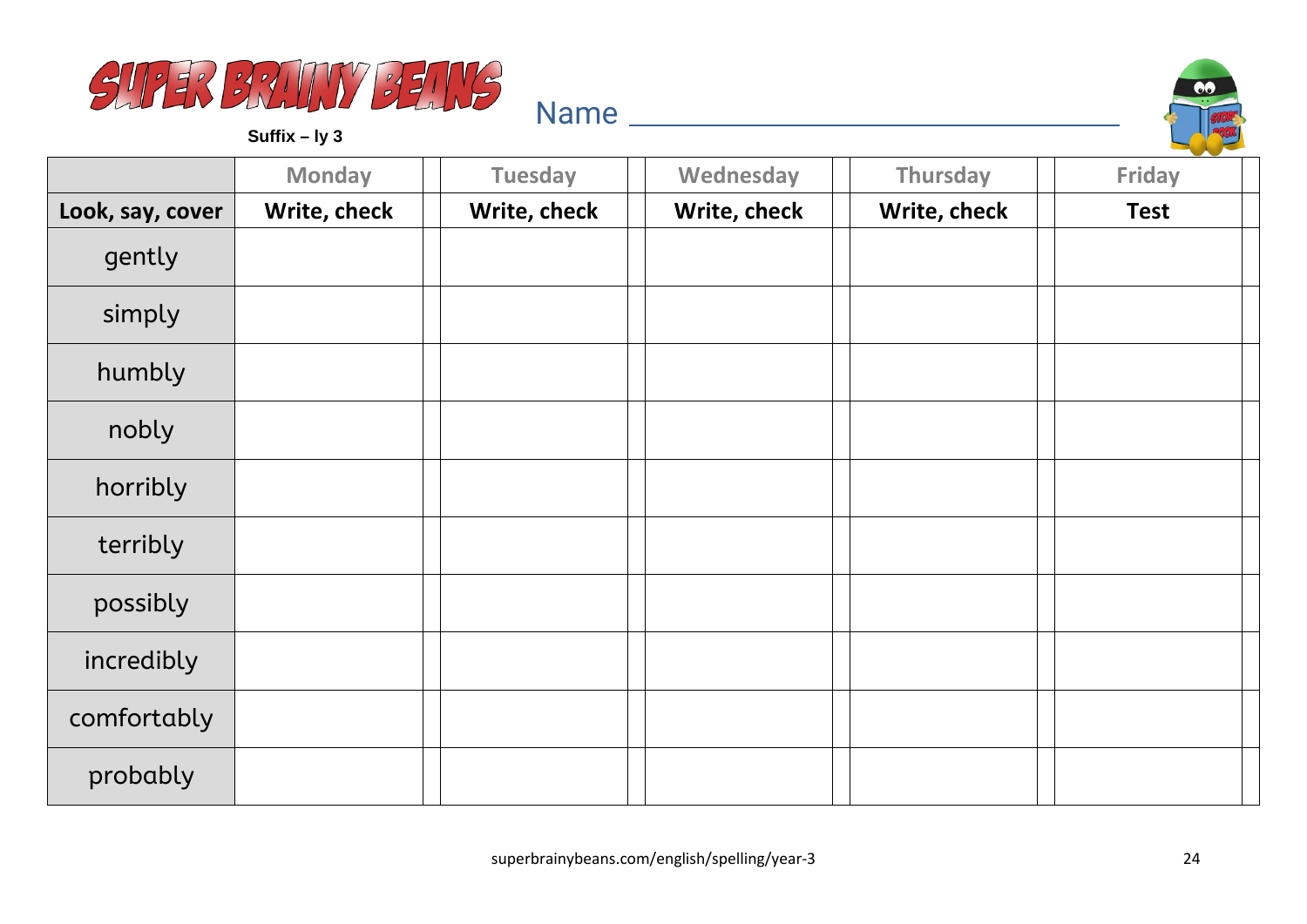# SUPER BRAINY BEANS

**Suffix – ly 3**

Name ________________________________

| | Monday | | Tuesday | | Wednesday | | Thursday | | Friday | |
|---|---|---|---|---|---|---|---|---|---|---|
| **Look, say, cover** | **Write, check** | | **Write, check** | | **Write, check** | | **Write, check** | | **Test** | |
| gently | | | | | | | | | | |
| simply | | | | | | | | | | |
| humbly | | | | | | | | | | |
| nobly | | | | | | | | | | |
| horribly | | | | | | | | | | |
| terribly | | | | | | | | | | |
| possibly | | | | | | | | | | |
| incredibly | | | | | | | | | | |
| comfortably | | | | | | | | | | |
| probably | | | | | | | | | | |

superbrainybeans.com/english/spelling/year-3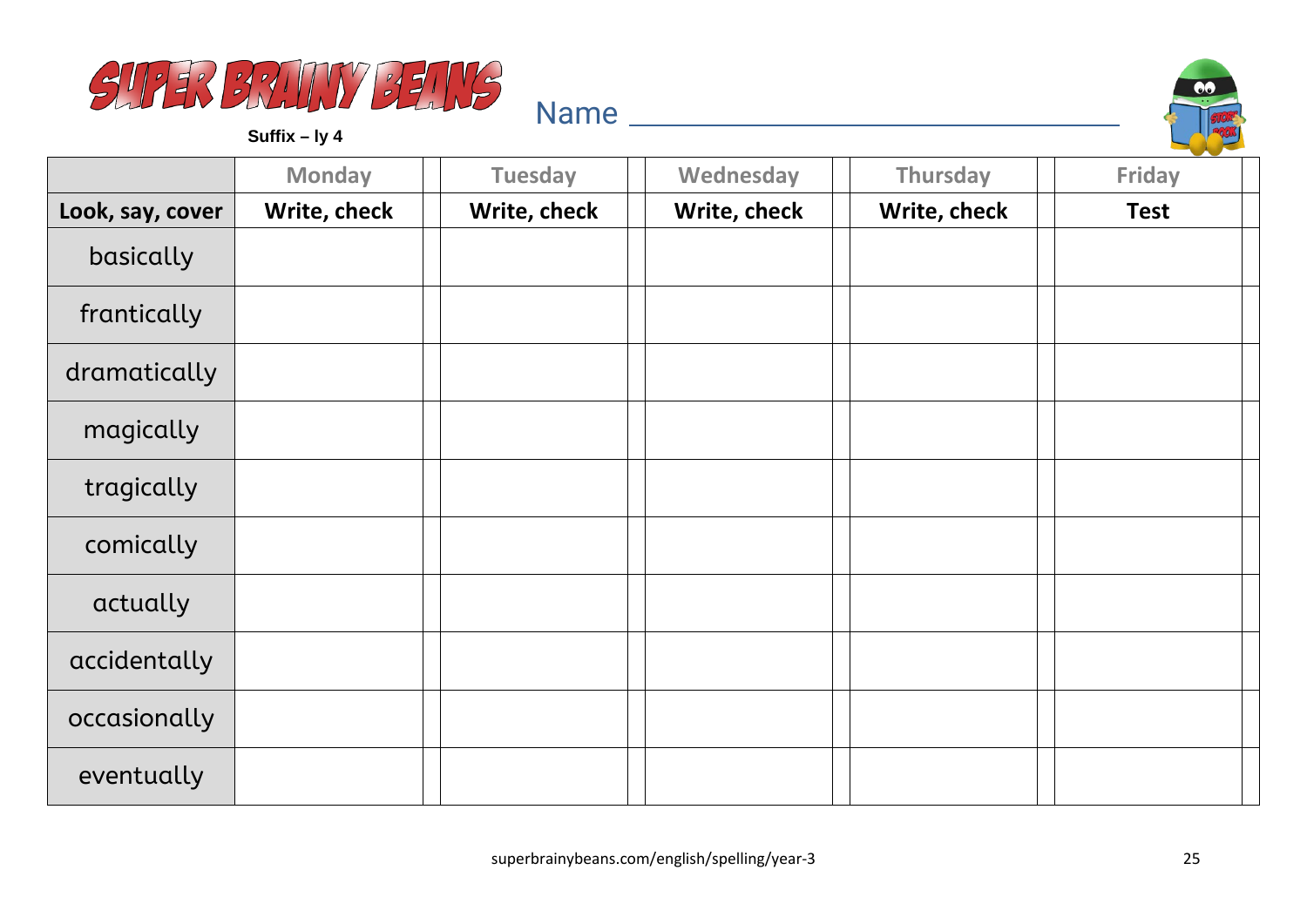# SUPER BRAINY BEANS

**Suffix – ly 4**

Name ______________________________

| | Monday | Tuesday | Wednesday | Thursday | Friday |
|---|---|---|---|---|---|
| **Look, say, cover** | **Write, check** | **Write, check** | **Write, check** | **Write, check** | **Test** |
| basically | | | | | |
| frantically | | | | | |
| dramatically | | | | | |
| magically | | | | | |
| tragically | | | | | |
| comically | | | | | |
| actually | | | | | |
| accidentally | | | | | |
| occasionally | | | | | |
| eventually | | | | | |

superbrainybeans.com/english/spelling/year-3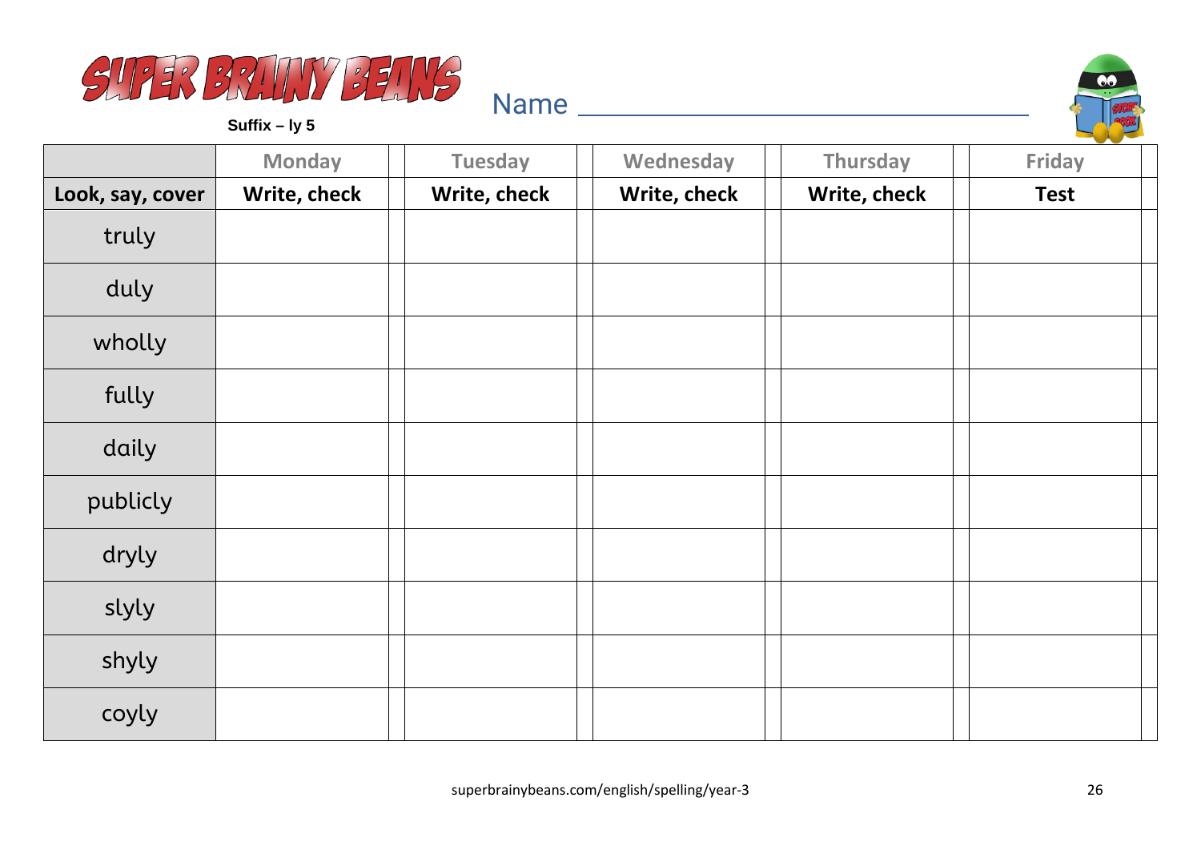# SUPER BRAINY BEANS

**Suffix – ly 5**

Name ______________________________

| | Monday | | Tuesday | | Wednesday | | Thursday | | Friday | |
|---|---|---|---|---|---|---|---|---|---|---|
| **Look, say, cover** | **Write, check** | | **Write, check** | | **Write, check** | | **Write, check** | | **Test** | |
| truly | | | | | | | | | | |
| duly | | | | | | | | | | |
| wholly | | | | | | | | | | |
| fully | | | | | | | | | | |
| daily | | | | | | | | | | |
| publicly | | | | | | | | | | |
| dryly | | | | | | | | | | |
| slyly | | | | | | | | | | |
| shyly | | | | | | | | | | |
| coyly | | | | | | | | | | |

superbrainybeans.com/english/spelling/year-3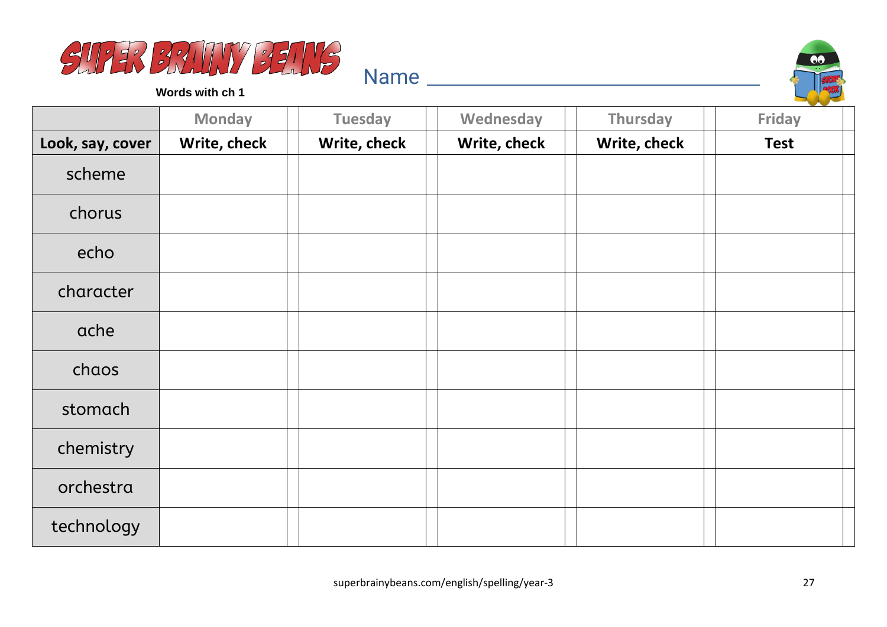# SUPER BRAINY BEANS

**Words with ch 1**

Name ______________________________

| | Monday | Tuesday | Wednesday | Thursday | Friday |
|---|---|---|---|---|---|
| **Look, say, cover** | **Write, check** | **Write, check** | **Write, check** | **Write, check** | **Test** |
| scheme | | | | | |
| chorus | | | | | |
| echo | | | | | |
| character | | | | | |
| ache | | | | | |
| chaos | | | | | |
| stomach | | | | | |
| chemistry | | | | | |
| orchestra | | | | | |
| technology | | | | | |

superbrainybeans.com/english/spelling/year-3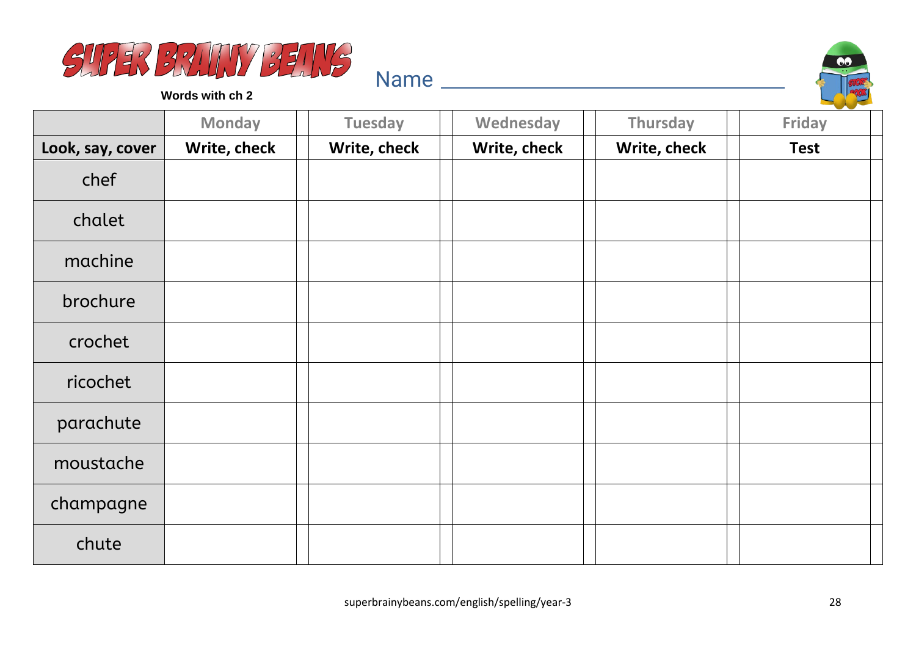# SUPER BRAINY BEANS

**Words with ch 2**

Name ________________________________

| | Monday | Tuesday | Wednesday | Thursday | Friday |
|---|---|---|---|---|---|
| **Look, say, cover** | **Write, check** | **Write, check** | **Write, check** | **Write, check** | **Test** |
| chef | | | | | |
| chalet | | | | | |
| machine | | | | | |
| brochure | | | | | |
| crochet | | | | | |
| ricochet | | | | | |
| parachute | | | | | |
| moustache | | | | | |
| champagne | | | | | |
| chute | | | | | |

superbrainybeans.com/english/spelling/year-3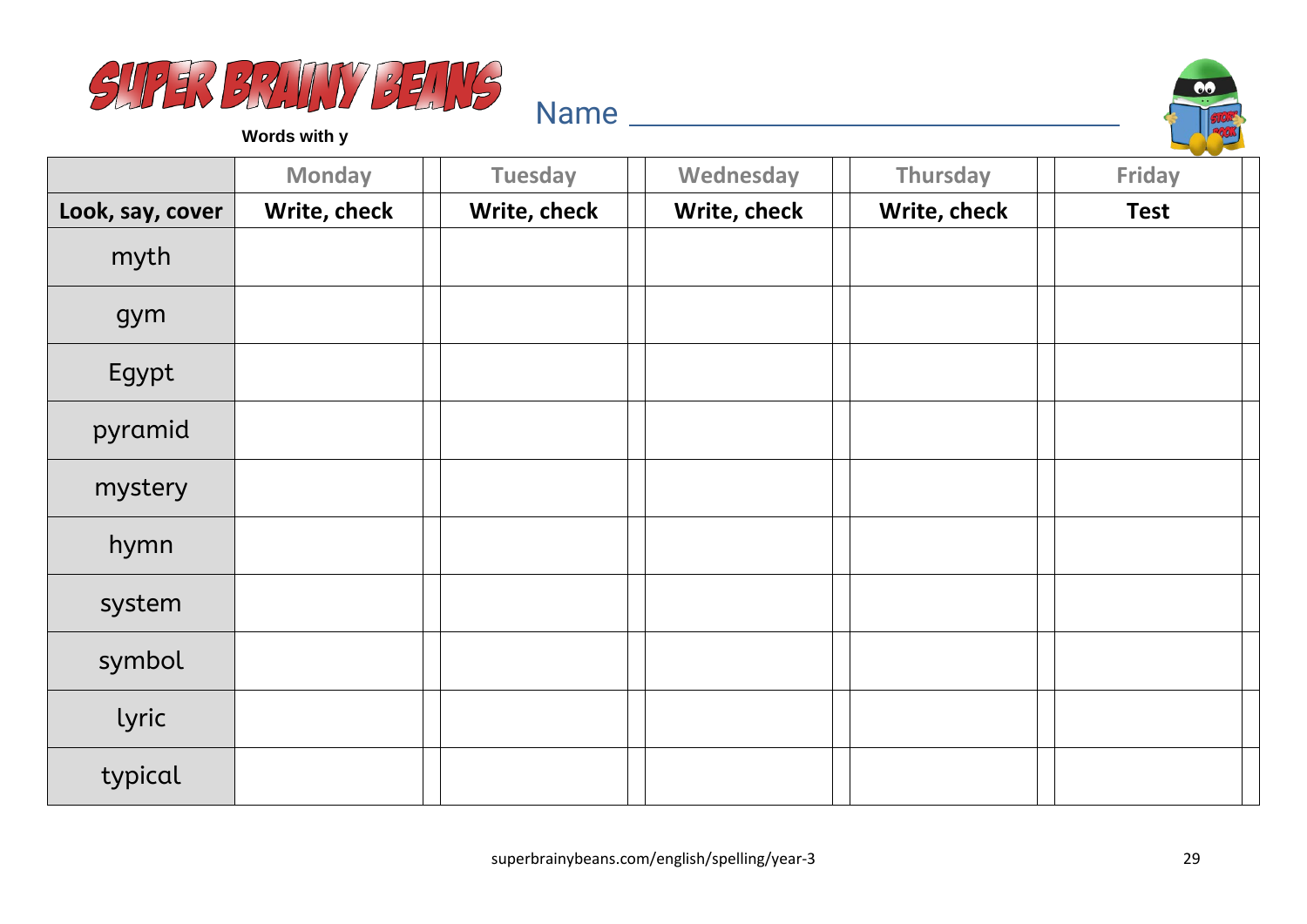# SUPER BRAINY BEANS

**Words with y**

Name ______________________________

| | Monday | Tuesday | Wednesday | Thursday | Friday |
|---|---|---|---|---|---|
| **Look, say, cover** | **Write, check** | **Write, check** | **Write, check** | **Write, check** | **Test** |
| myth | | | | | |
| gym | | | | | |
| Egypt | | | | | |
| pyramid | | | | | |
| mystery | | | | | |
| hymn | | | | | |
| system | | | | | |
| symbol | | | | | |
| lyric | | | | | |
| typical | | | | | |

superbrainybeans.com/english/spelling/year-3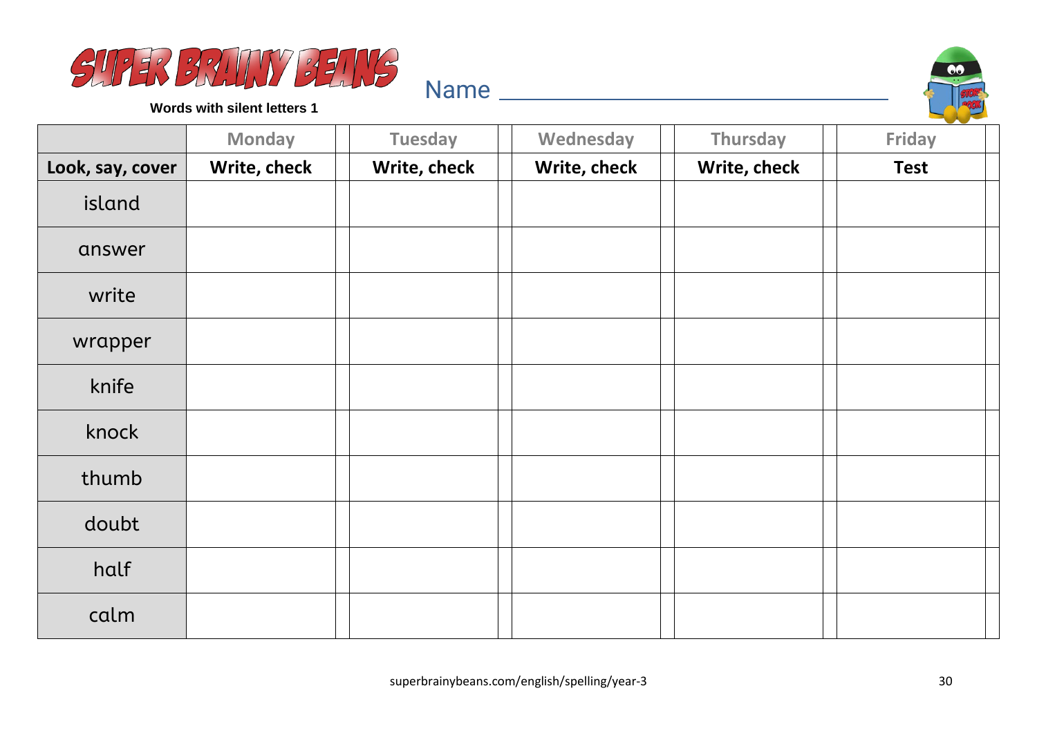# SUPER BRAINY BEANS

**Words with silent letters 1**

Name ______________________________

| | Monday | Tuesday | Wednesday | Thursday | Friday |
|---|---|---|---|---|---|
| **Look, say, cover** | **Write, check** | **Write, check** | **Write, check** | **Write, check** | **Test** |
| island | | | | | |
| answer | | | | | |
| write | | | | | |
| wrapper | | | | | |
| knife | | | | | |
| knock | | | | | |
| thumb | | | | | |
| doubt | | | | | |
| half | | | | | |
| calm | | | | | |

superbrainybeans.com/english/spelling/year-3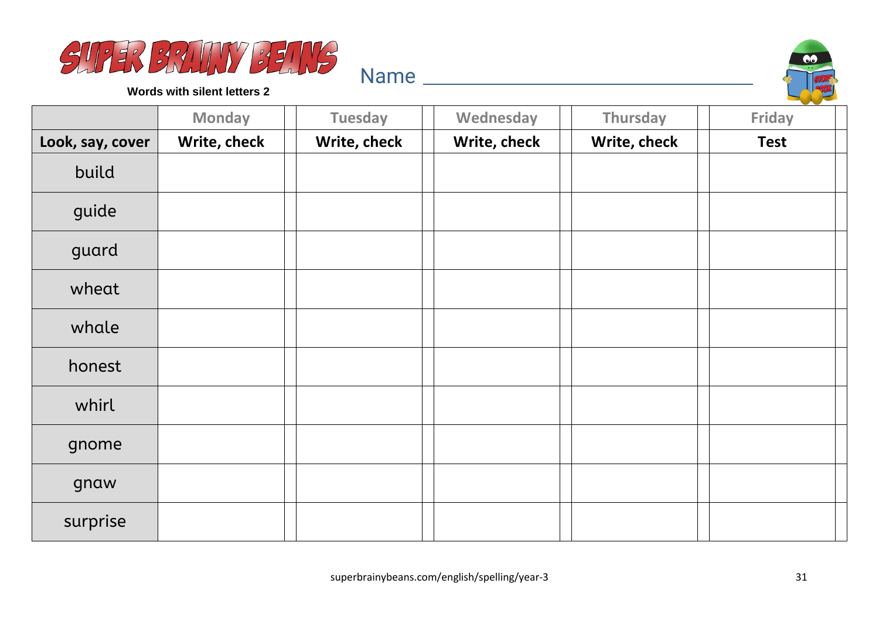# SUPER BRAINY BEANS

**Words with silent letters 2**

Name ______________________________

| | Monday | | Tuesday | | Wednesday | | Thursday | | Friday | |
|---|---|---|---|---|---|---|---|---|---|---|
| **Look, say, cover** | **Write, check** | | **Write, check** | | **Write, check** | | **Write, check** | | **Test** | |
| build | | | | | | | | | | |
| guide | | | | | | | | | | |
| guard | | | | | | | | | | |
| wheat | | | | | | | | | | |
| whale | | | | | | | | | | |
| honest | | | | | | | | | | |
| whirl | | | | | | | | | | |
| gnome | | | | | | | | | | |
| gnaw | | | | | | | | | | |
| surprise | | | | | | | | | | |

superbrainybeans.com/english/spelling/year-3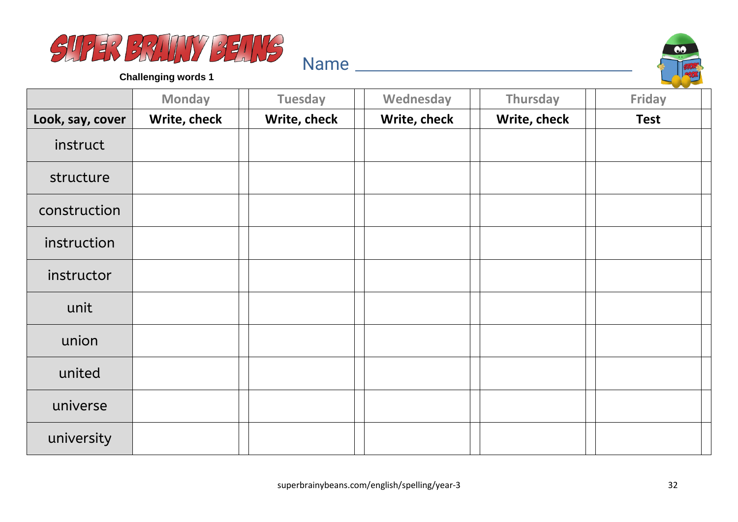# SUPER BRAINY BEANS

**Challenging words 1**

Name ______________________________

| | Monday | Tuesday | Wednesday | Thursday | Friday |
|---|---|---|---|---|---|
| **Look, say, cover** | **Write, check** | **Write, check** | **Write, check** | **Write, check** | **Test** |
| instruct | | | | | |
| structure | | | | | |
| construction | | | | | |
| instruction | | | | | |
| instructor | | | | | |
| unit | | | | | |
| union | | | | | |
| united | | | | | |
| universe | | | | | |
| university | | | | | |

superbrainybeans.com/english/spelling/year-3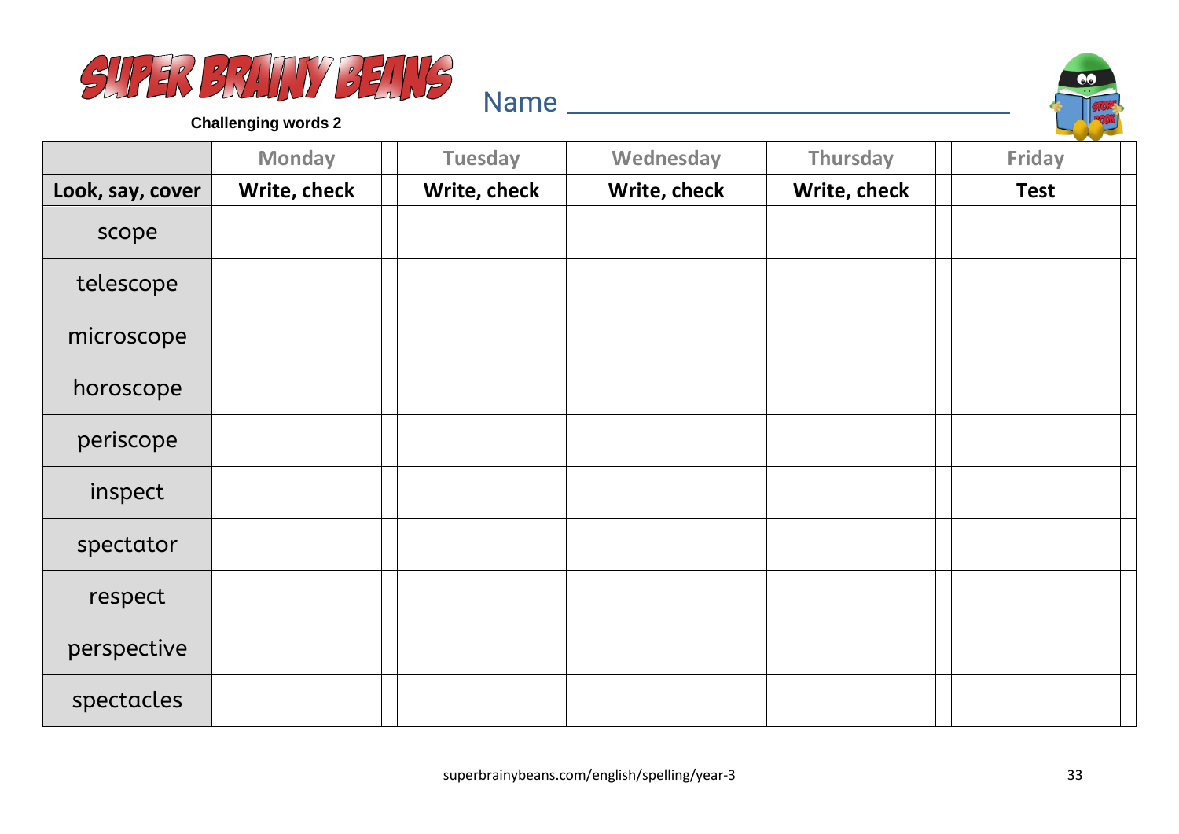# SUPER BRAINY BEANS

**Challenging words 2**

Name ________________________________

| | Monday | Tuesday | Wednesday | Thursday | Friday |
|---|---|---|---|---|---|
| **Look, say, cover** | **Write, check** | **Write, check** | **Write, check** | **Write, check** | **Test** |
| scope | | | | | |
| telescope | | | | | |
| microscope | | | | | |
| horoscope | | | | | |
| periscope | | | | | |
| inspect | | | | | |
| spectator | | | | | |
| respect | | | | | |
| perspective | | | | | |
| spectacles | | | | | |

superbrainybeans.com/english/spelling/year-3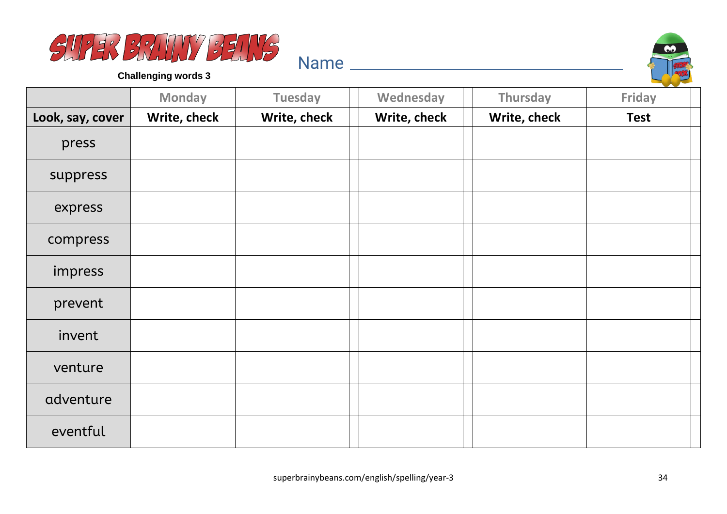# SUPER BRAINY BEANS

**Challenging words 3**

Name ________________________________

| | Monday | Tuesday | Wednesday | Thursday | Friday |
|---|---|---|---|---|---|
| **Look, say, cover** | **Write, check** | **Write, check** | **Write, check** | **Write, check** | **Test** |
| press | | | | | |
| suppress | | | | | |
| express | | | | | |
| compress | | | | | |
| impress | | | | | |
| prevent | | | | | |
| invent | | | | | |
| venture | | | | | |
| adventure | | | | | |
| eventful | | | | | |

superbrainybeans.com/english/spelling/year-3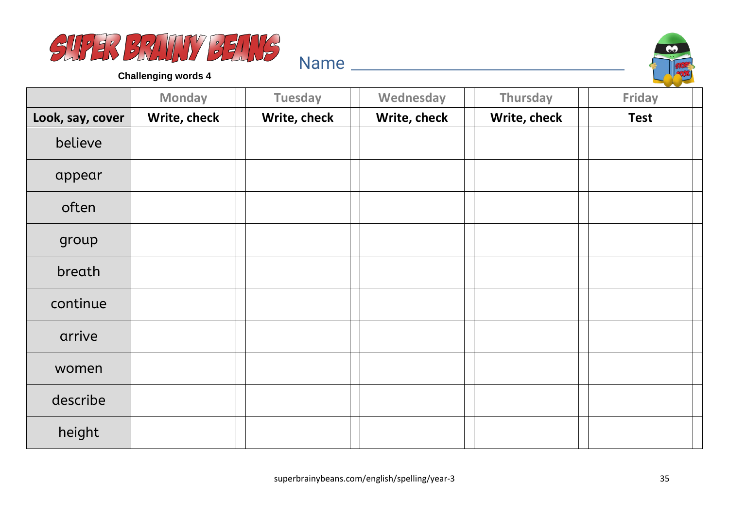# SUPER BRAINY BEANS

**Challenging words 4**

Name ________________________________

| | Monday | Tuesday | Wednesday | Thursday | Friday |
|---|---|---|---|---|---|
| **Look, say, cover** | **Write, check** | **Write, check** | **Write, check** | **Write, check** | **Test** |
| believe | | | | | |
| appear | | | | | |
| often | | | | | |
| group | | | | | |
| breath | | | | | |
| continue | | | | | |
| arrive | | | | | |
| women | | | | | |
| describe | | | | | |
| height | | | | | |

superbrainybeans.com/english/spelling/year-3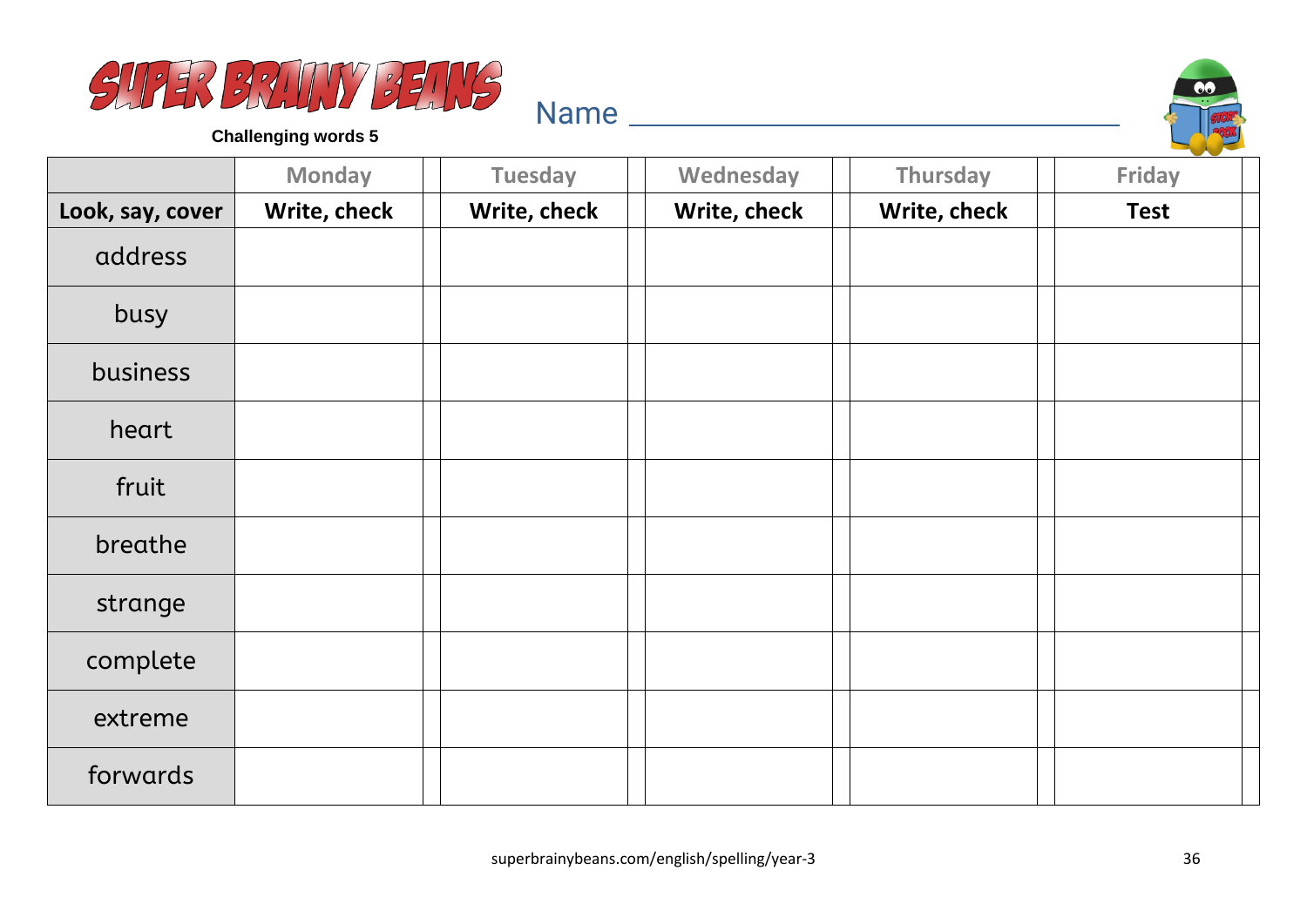SUPER BRAINY BEANS

**Challenging words 5**

Name ____________________________

| | Monday | Tuesday | Wednesday | Thursday | Friday |
|---|---|---|---|---|---|
| **Look, say, cover** | **Write, check** | **Write, check** | **Write, check** | **Write, check** | **Test** |
| address | | | | | |
| busy | | | | | |
| business | | | | | |
| heart | | | | | |
| fruit | | | | | |
| breathe | | | | | |
| strange | | | | | |
| complete | | | | | |
| extreme | | | | | |
| forwards | | | | | |

superbrainybeans.com/english/spelling/year-3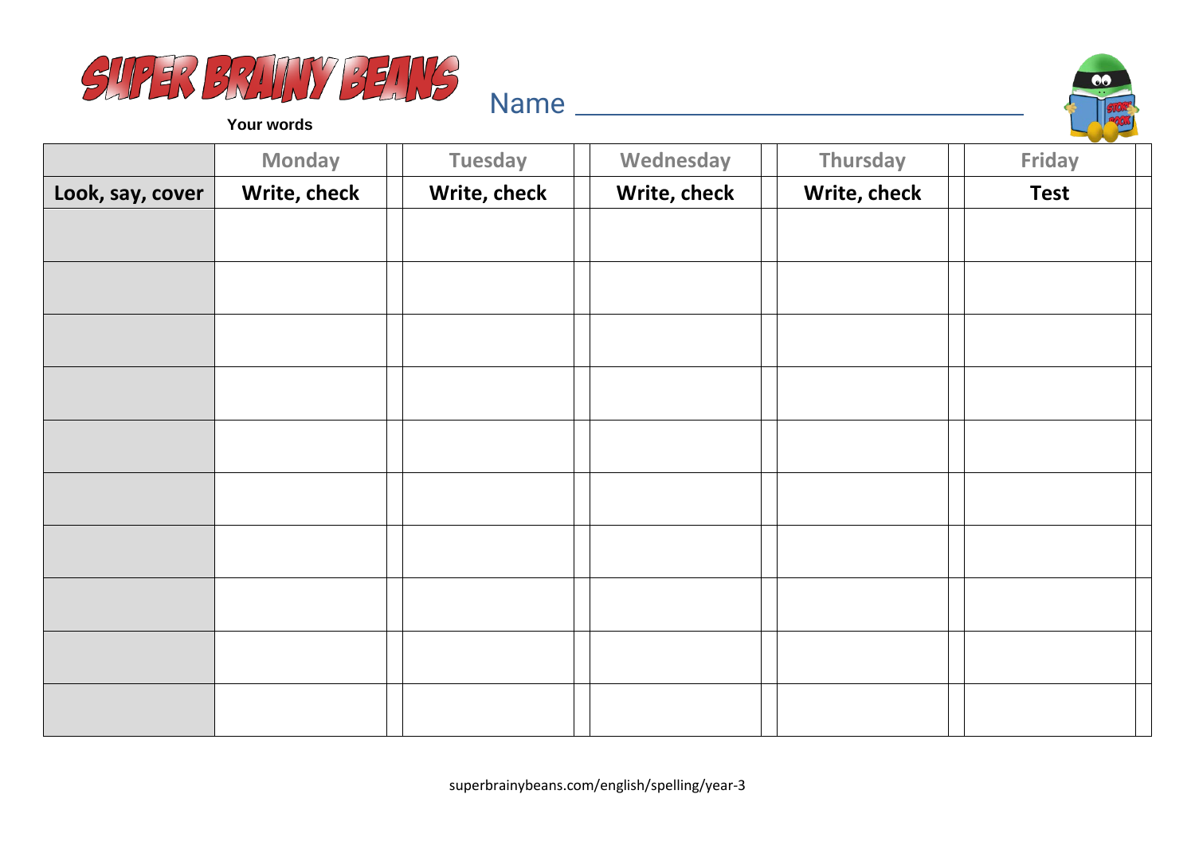SUPER BRAINY BEANS

Your words

Name ________________________________

| | Monday | | Tuesday | | Wednesday | | Thursday | | Friday | |
|---|---|---|---|---|---|---|---|---|---|---|
| **Look, say, cover** | **Write, check** | | **Write, check** | | **Write, check** | | **Write, check** | | **Test** | |
| | | | | | | | | | | |
| | | | | | | | | | | |
| | | | | | | | | | | |
| | | | | | | | | | | |
| | | | | | | | | | | |
| | | | | | | | | | | |
| | | | | | | | | | | |
| | | | | | | | | | | |
| | | | | | | | | | | |
| | | | | | | | | | | |